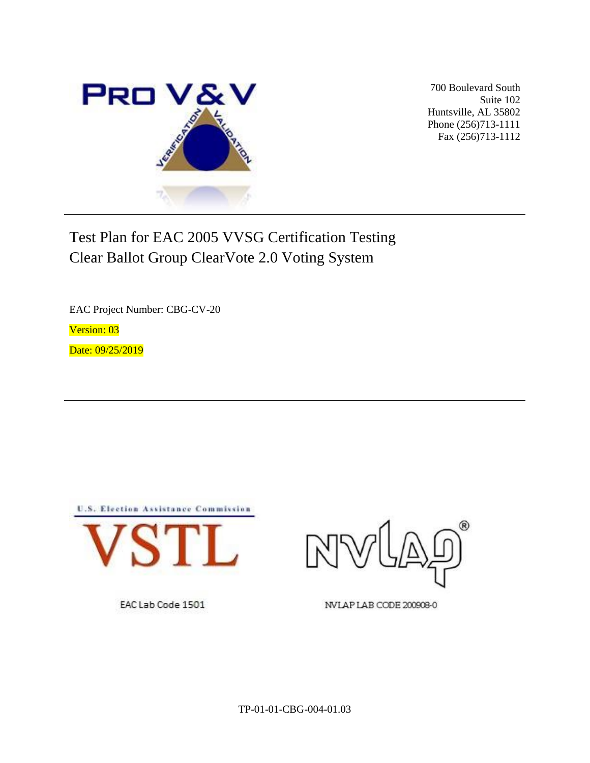PRO V&V

700 Boulevard South
Suite 102
Huntsville, AL 35802
Phone (256)713-1111
Fax (256)713-1112

# Test Plan for EAC 2005 VVSG Certification Testing Clear Ballot Group ClearVote 2.0 Voting System

EAC Project Number: CBG-CV-20

Version: 03

Date: 09/25/2019

U.S. Election Assistance Commission

VSTL

EAC Lab Code 1501

NVLAP LAB CODE 200908-0

TP-01-01-CBG-004-01.03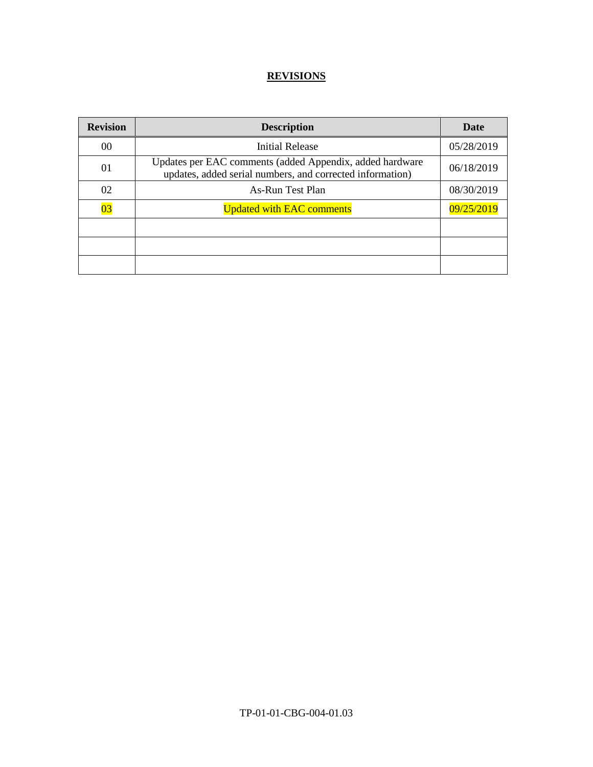# REVISIONS

| Revision | Description | Date |
|---|---|---|
| 00 | Initial Release | 05/28/2019 |
| 01 | Updates per EAC comments (added Appendix, added hardware updates, added serial numbers, and corrected information) | 06/18/2019 |
| 02 | As-Run Test Plan | 08/30/2019 |
| 03 | Updated with EAC comments | 09/25/2019 |
| | | |
| | | |
| | | |

TP-01-01-CBG-004-01.03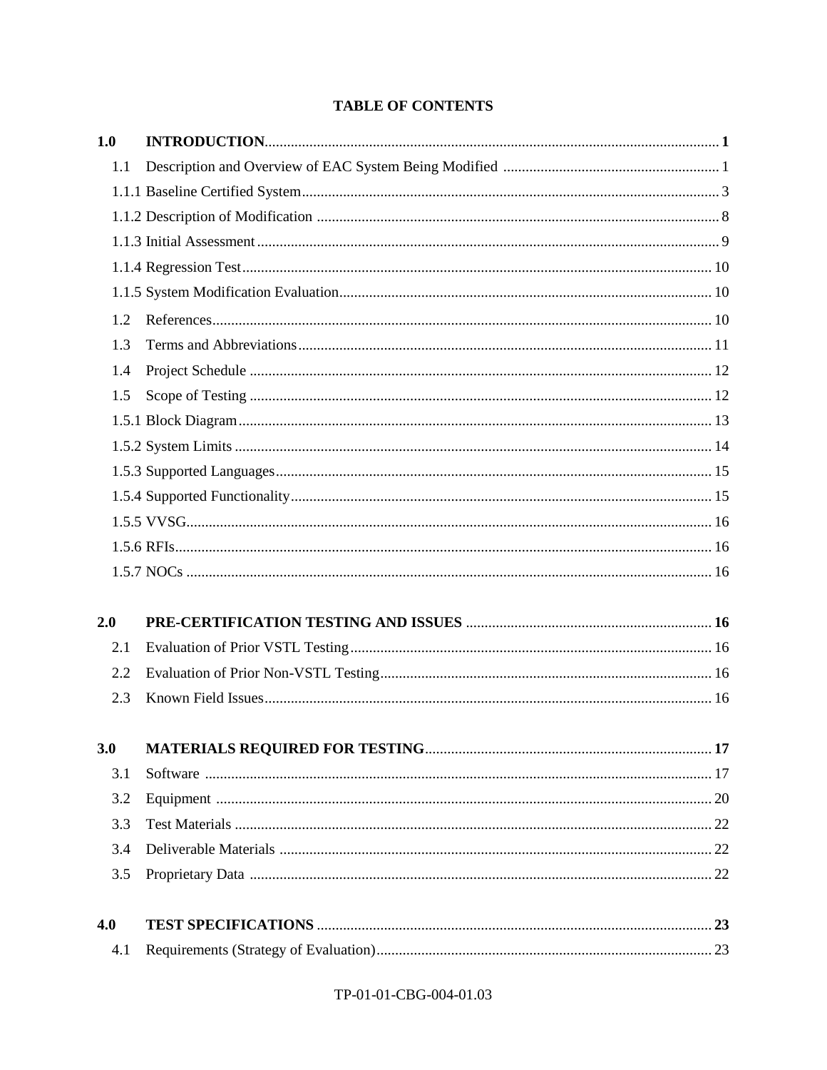**TABLE OF CONTENTS**

| | | |
|---|---|---|
| **1.0** | **INTRODUCTION** | **1** |
| 1.1 | Description and Overview of EAC System Being Modified | 1 |
| 1.1.1 | Baseline Certified System | 3 |
| 1.1.2 | Description of Modification | 8 |
| 1.1.3 | Initial Assessment | 9 |
| 1.1.4 | Regression Test | 10 |
| 1.1.5 | System Modification Evaluation | 10 |
| 1.2 | References | 10 |
| 1.3 | Terms and Abbreviations | 11 |
| 1.4 | Project Schedule | 12 |
| 1.5 | Scope of Testing | 12 |
| 1.5.1 | Block Diagram | 13 |
| 1.5.2 | System Limits | 14 |
| 1.5.3 | Supported Languages | 15 |
| 1.5.4 | Supported Functionality | 15 |
| 1.5.5 | VVSG | 16 |
| 1.5.6 | RFIs | 16 |
| 1.5.7 | NOCs | 16 |
| **2.0** | **PRE-CERTIFICATION TESTING AND ISSUES** | **16** |
| 2.1 | Evaluation of Prior VSTL Testing | 16 |
| 2.2 | Evaluation of Prior Non-VSTL Testing | 16 |
| 2.3 | Known Field Issues | 16 |
| **3.0** | **MATERIALS REQUIRED FOR TESTING** | **17** |
| 3.1 | Software | 17 |
| 3.2 | Equipment | 20 |
| 3.3 | Test Materials | 22 |
| 3.4 | Deliverable Materials | 22 |
| 3.5 | Proprietary Data | 22 |
| **4.0** | **TEST SPECIFICATIONS** | **23** |
| 4.1 | Requirements (Strategy of Evaluation) | 23 |

TP-01-01-CBG-004-01.03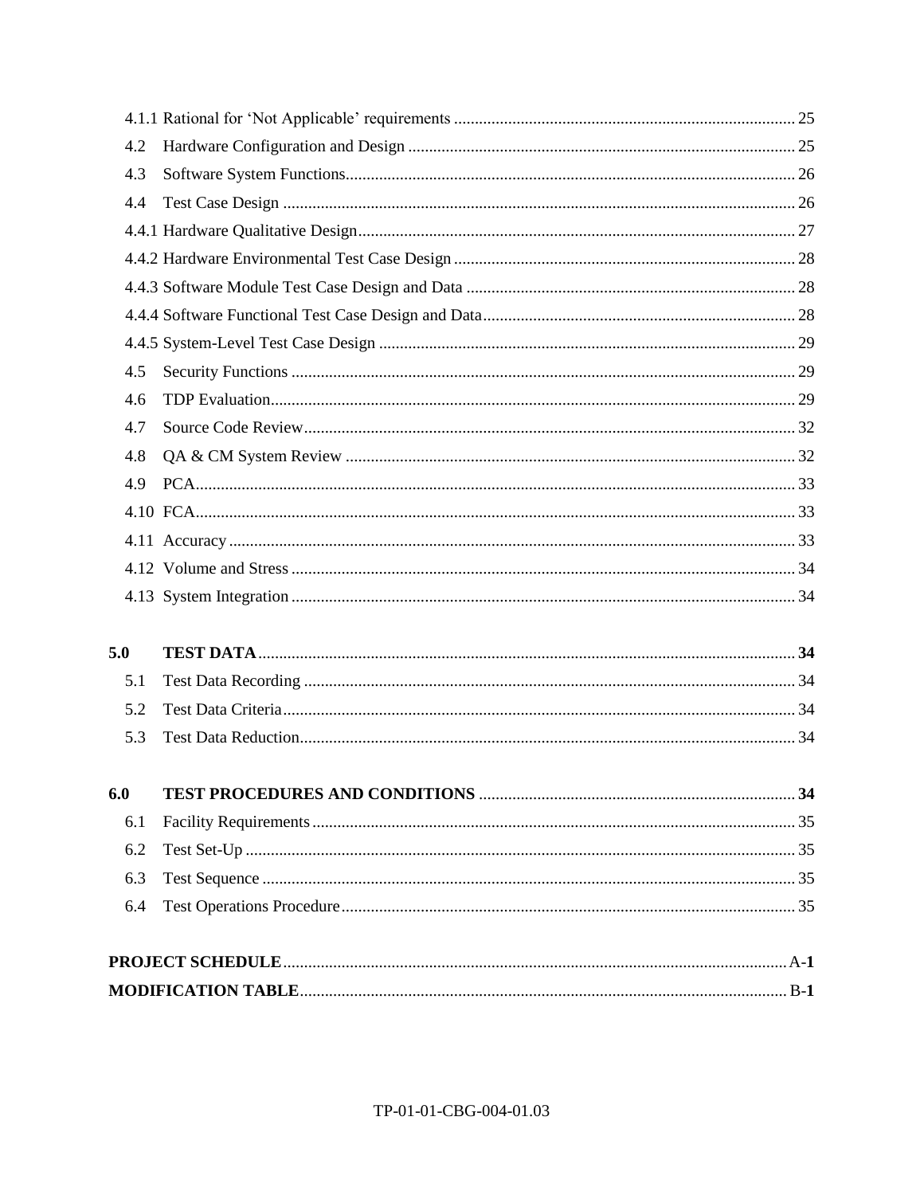4.1.1 Rational for 'Not Applicable' requirements ..... 25
4.2 Hardware Configuration and Design ..... 25
4.3 Software System Functions ..... 26
4.4 Test Case Design ..... 26
4.4.1 Hardware Qualitative Design ..... 27
4.4.2 Hardware Environmental Test Case Design ..... 28
4.4.3 Software Module Test Case Design and Data ..... 28
4.4.4 Software Functional Test Case Design and Data ..... 28
4.4.5 System-Level Test Case Design ..... 29
4.5 Security Functions ..... 29
4.6 TDP Evaluation ..... 29
4.7 Source Code Review ..... 32
4.8 QA & CM System Review ..... 32
4.9 PCA ..... 33
4.10 FCA ..... 33
4.11 Accuracy ..... 33
4.12 Volume and Stress ..... 34
4.13 System Integration ..... 34

**5.0 TEST DATA ..... 34**
5.1 Test Data Recording ..... 34
5.2 Test Data Criteria ..... 34
5.3 Test Data Reduction ..... 34

**6.0 TEST PROCEDURES AND CONDITIONS ..... 34**
6.1 Facility Requirements ..... 35
6.2 Test Set-Up ..... 35
6.3 Test Sequence ..... 35
6.4 Test Operations Procedure ..... 35

**PROJECT SCHEDULE ..... A-1**
**MODIFICATION TABLE ..... B-1**

TP-01-01-CBG-004-01.03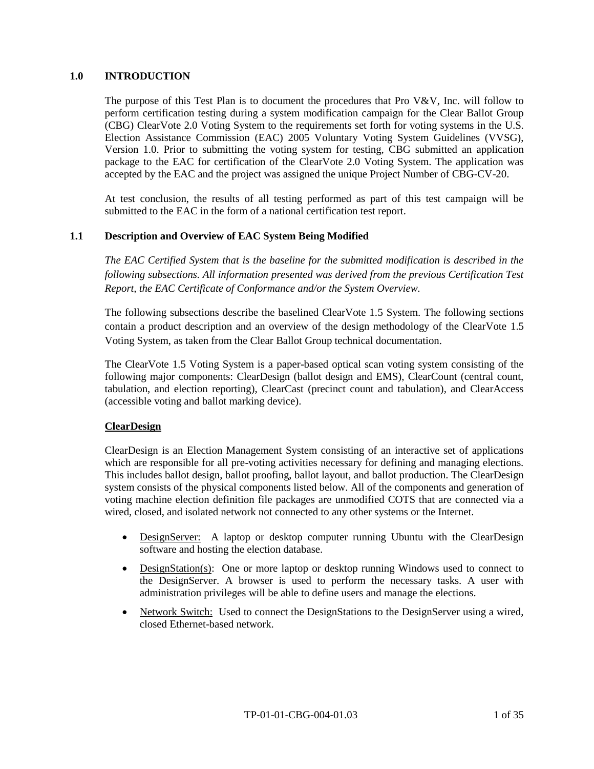## 1.0 INTRODUCTION

The purpose of this Test Plan is to document the procedures that Pro V&V, Inc. will follow to perform certification testing during a system modification campaign for the Clear Ballot Group (CBG) ClearVote 2.0 Voting System to the requirements set forth for voting systems in the U.S. Election Assistance Commission (EAC) 2005 Voluntary Voting System Guidelines (VVSG), Version 1.0. Prior to submitting the voting system for testing, CBG submitted an application package to the EAC for certification of the ClearVote 2.0 Voting System. The application was accepted by the EAC and the project was assigned the unique Project Number of CBG-CV-20.

At test conclusion, the results of all testing performed as part of this test campaign will be submitted to the EAC in the form of a national certification test report.

### 1.1 Description and Overview of EAC System Being Modified

*The EAC Certified System that is the baseline for the submitted modification is described in the following subsections. All information presented was derived from the previous Certification Test Report, the EAC Certificate of Conformance and/or the System Overview.*

The following subsections describe the baselined ClearVote 1.5 System. The following sections contain a product description and an overview of the design methodology of the ClearVote 1.5 Voting System, as taken from the Clear Ballot Group technical documentation.

The ClearVote 1.5 Voting System is a paper-based optical scan voting system consisting of the following major components: ClearDesign (ballot design and EMS), ClearCount (central count, tabulation, and election reporting), ClearCast (precinct count and tabulation), and ClearAccess (accessible voting and ballot marking device).

**ClearDesign**

ClearDesign is an Election Management System consisting of an interactive set of applications which are responsible for all pre-voting activities necessary for defining and managing elections. This includes ballot design, ballot proofing, ballot layout, and ballot production. The ClearDesign system consists of the physical components listed below. All of the components and generation of voting machine election definition file packages are unmodified COTS that are connected via a wired, closed, and isolated network not connected to any other systems or the Internet.

- DesignServer: A laptop or desktop computer running Ubuntu with the ClearDesign software and hosting the election database.
- DesignStation(s): One or more laptop or desktop running Windows used to connect to the DesignServer. A browser is used to perform the necessary tasks. A user with administration privileges will be able to define users and manage the elections.
- Network Switch: Used to connect the DesignStations to the DesignServer using a wired, closed Ethernet-based network.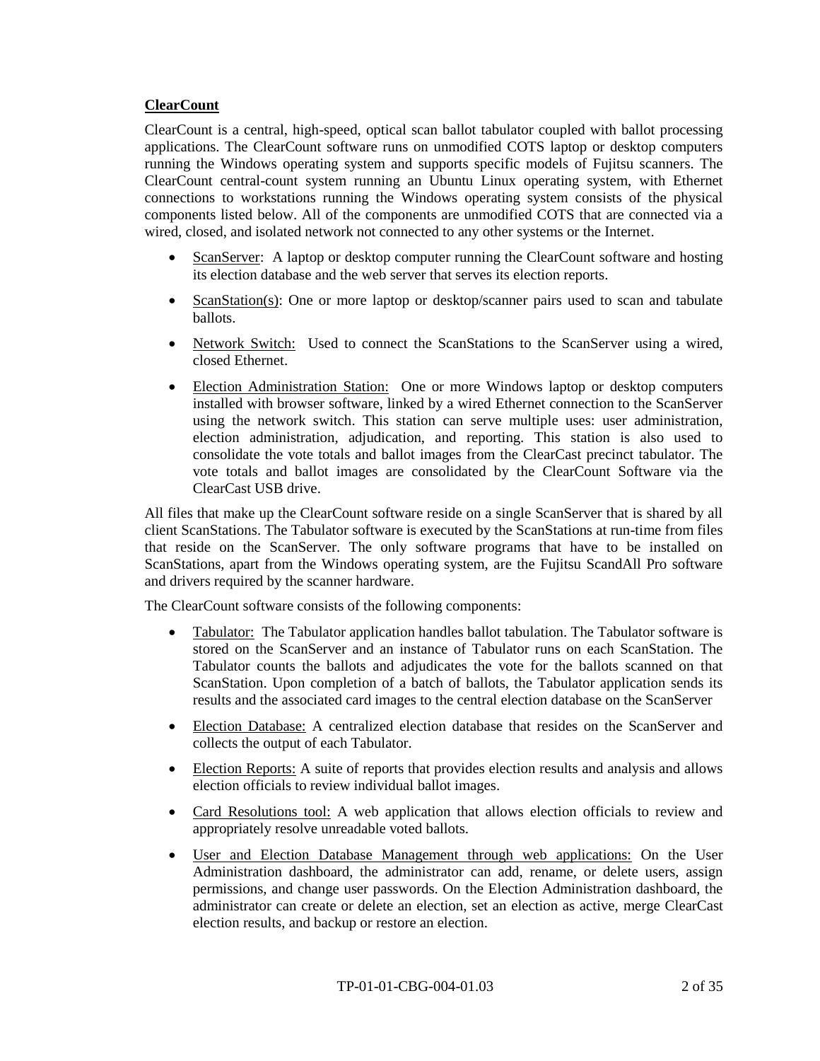**ClearCount**

ClearCount is a central, high-speed, optical scan ballot tabulator coupled with ballot processing applications. The ClearCount software runs on unmodified COTS laptop or desktop computers running the Windows operating system and supports specific models of Fujitsu scanners. The ClearCount central-count system running an Ubuntu Linux operating system, with Ethernet connections to workstations running the Windows operating system consists of the physical components listed below. All of the components are unmodified COTS that are connected via a wired, closed, and isolated network not connected to any other systems or the Internet.

- ScanServer: A laptop or desktop computer running the ClearCount software and hosting its election database and the web server that serves its election reports.
- ScanStation(s): One or more laptop or desktop/scanner pairs used to scan and tabulate ballots.
- Network Switch: Used to connect the ScanStations to the ScanServer using a wired, closed Ethernet.
- Election Administration Station: One or more Windows laptop or desktop computers installed with browser software, linked by a wired Ethernet connection to the ScanServer using the network switch. This station can serve multiple uses: user administration, election administration, adjudication, and reporting. This station is also used to consolidate the vote totals and ballot images from the ClearCast precinct tabulator. The vote totals and ballot images are consolidated by the ClearCount Software via the ClearCast USB drive.

All files that make up the ClearCount software reside on a single ScanServer that is shared by all client ScanStations. The Tabulator software is executed by the ScanStations at run-time from files that reside on the ScanServer. The only software programs that have to be installed on ScanStations, apart from the Windows operating system, are the Fujitsu ScandAll Pro software and drivers required by the scanner hardware.

The ClearCount software consists of the following components:

- Tabulator: The Tabulator application handles ballot tabulation. The Tabulator software is stored on the ScanServer and an instance of Tabulator runs on each ScanStation. The Tabulator counts the ballots and adjudicates the vote for the ballots scanned on that ScanStation. Upon completion of a batch of ballots, the Tabulator application sends its results and the associated card images to the central election database on the ScanServer
- Election Database: A centralized election database that resides on the ScanServer and collects the output of each Tabulator.
- Election Reports: A suite of reports that provides election results and analysis and allows election officials to review individual ballot images.
- Card Resolutions tool: A web application that allows election officials to review and appropriately resolve unreadable voted ballots.
- User and Election Database Management through web applications: On the User Administration dashboard, the administrator can add, rename, or delete users, assign permissions, and change user passwords. On the Election Administration dashboard, the administrator can create or delete an election, set an election as active, merge ClearCast election results, and backup or restore an election.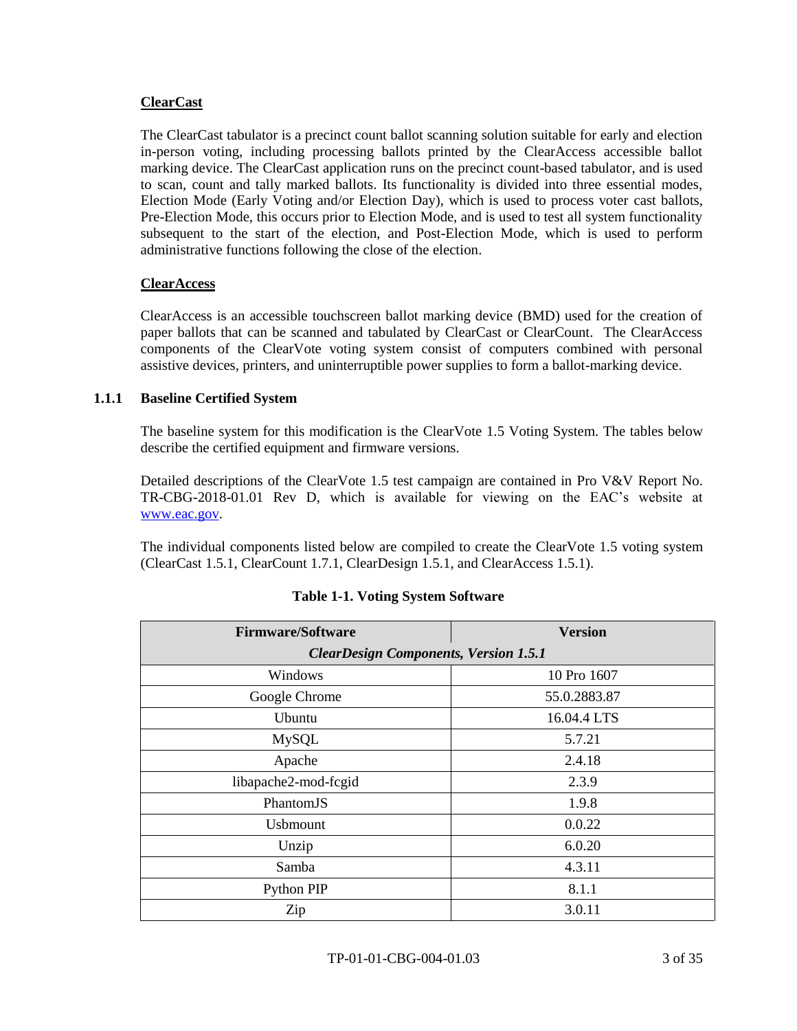**ClearCast**

The ClearCast tabulator is a precinct count ballot scanning solution suitable for early and election in-person voting, including processing ballots printed by the ClearAccess accessible ballot marking device. The ClearCast application runs on the precinct count-based tabulator, and is used to scan, count and tally marked ballots. Its functionality is divided into three essential modes, Election Mode (Early Voting and/or Election Day), which is used to process voter cast ballots, Pre-Election Mode, this occurs prior to Election Mode, and is used to test all system functionality subsequent to the start of the election, and Post-Election Mode, which is used to perform administrative functions following the close of the election.

**ClearAccess**

ClearAccess is an accessible touchscreen ballot marking device (BMD) used for the creation of paper ballots that can be scanned and tabulated by ClearCast or ClearCount. The ClearAccess components of the ClearVote voting system consist of computers combined with personal assistive devices, printers, and uninterruptible power supplies to form a ballot-marking device.

### 1.1.1 Baseline Certified System

The baseline system for this modification is the ClearVote 1.5 Voting System. The tables below describe the certified equipment and firmware versions.

Detailed descriptions of the ClearVote 1.5 test campaign are contained in Pro V&V Report No. TR-CBG-2018-01.01 Rev D, which is available for viewing on the EAC's website at www.eac.gov.

The individual components listed below are compiled to create the ClearVote 1.5 voting system (ClearCast 1.5.1, ClearCount 1.7.1, ClearDesign 1.5.1, and ClearAccess 1.5.1).

**Table 1-1. Voting System Software**

| Firmware/Software | Version |
|---|---|
| ***ClearDesign Components, Version 1.5.1*** | |
| Windows | 10 Pro 1607 |
| Google Chrome | 55.0.2883.87 |
| Ubuntu | 16.04.4 LTS |
| MySQL | 5.7.21 |
| Apache | 2.4.18 |
| libapache2-mod-fcgid | 2.3.9 |
| PhantomJS | 1.9.8 |
| Usbmount | 0.0.22 |
| Unzip | 6.0.20 |
| Samba | 4.3.11 |
| Python PIP | 8.1.1 |
| Zip | 3.0.11 |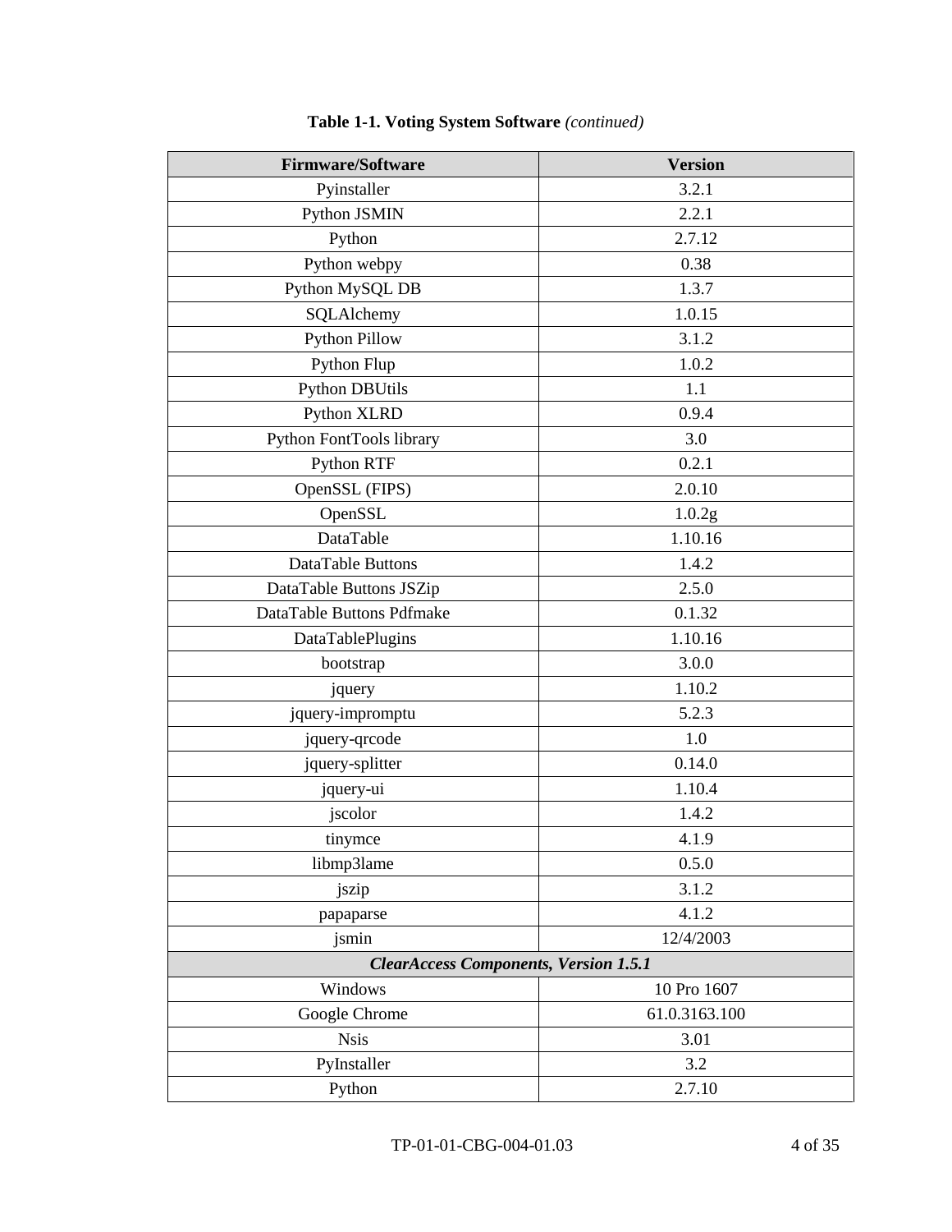**Table 1-1. Voting System Software** *(continued)*

| Firmware/Software | Version |
|---|---|
| Pyinstaller | 3.2.1 |
| Python JSMIN | 2.2.1 |
| Python | 2.7.12 |
| Python webpy | 0.38 |
| Python MySQL DB | 1.3.7 |
| SQLAlchemy | 1.0.15 |
| Python Pillow | 3.1.2 |
| Python Flup | 1.0.2 |
| Python DBUtils | 1.1 |
| Python XLRD | 0.9.4 |
| Python FontTools library | 3.0 |
| Python RTF | 0.2.1 |
| OpenSSL (FIPS) | 2.0.10 |
| OpenSSL | 1.0.2g |
| DataTable | 1.10.16 |
| DataTable Buttons | 1.4.2 |
| DataTable Buttons JSZip | 2.5.0 |
| DataTable Buttons Pdfmake | 0.1.32 |
| DataTablePlugins | 1.10.16 |
| bootstrap | 3.0.0 |
| jquery | 1.10.2 |
| jquery-impromptu | 5.2.3 |
| jquery-qrcode | 1.0 |
| jquery-splitter | 0.14.0 |
| jquery-ui | 1.10.4 |
| jscolor | 1.4.2 |
| tinymce | 4.1.9 |
| libmp3lame | 0.5.0 |
| jszip | 3.1.2 |
| papaparse | 4.1.2 |
| jsmin | 12/4/2003 |
| ***ClearAccess Components, Version 1.5.1*** | |
| Windows | 10 Pro 1607 |
| Google Chrome | 61.0.3163.100 |
| Nsis | 3.01 |
| PyInstaller | 3.2 |
| Python | 2.7.10 |

TP-01-01-CBG-004-01.03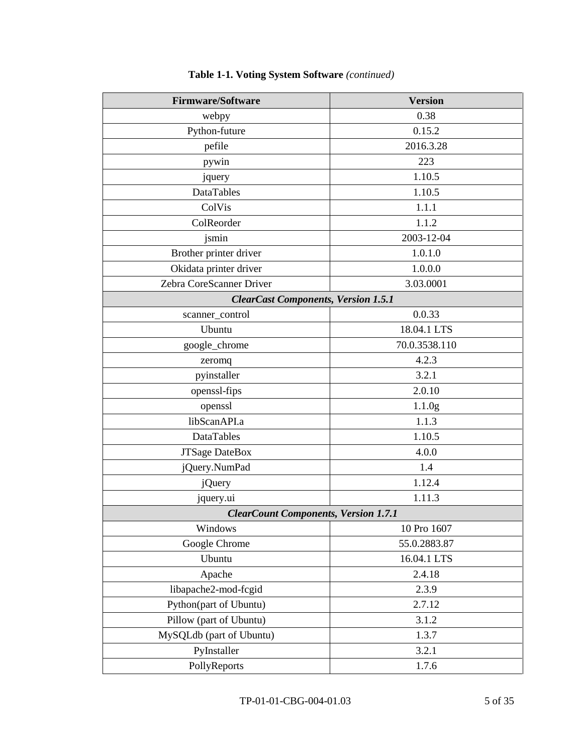**Table 1-1. Voting System Software** *(continued)*

| Firmware/Software | Version |
|---|---|
| webpy | 0.38 |
| Python-future | 0.15.2 |
| pefile | 2016.3.28 |
| pywin | 223 |
| jquery | 1.10.5 |
| DataTables | 1.10.5 |
| ColVis | 1.1.1 |
| ColReorder | 1.1.2 |
| jsmin | 2003-12-04 |
| Brother printer driver | 1.0.1.0 |
| Okidata printer driver | 1.0.0.0 |
| Zebra CoreScanner Driver | 3.03.0001 |
| ***ClearCast Components, Version 1.5.1*** | |
| scanner_control | 0.0.33 |
| Ubuntu | 18.04.1 LTS |
| google_chrome | 70.0.3538.110 |
| zeromq | 4.2.3 |
| pyinstaller | 3.2.1 |
| openssl-fips | 2.0.10 |
| openssl | 1.1.0g |
| libScanAPI.a | 1.1.3 |
| DataTables | 1.10.5 |
| JTSage DateBox | 4.0.0 |
| jQuery.NumPad | 1.4 |
| jQuery | 1.12.4 |
| jquery.ui | 1.11.3 |
| ***ClearCount Components, Version 1.7.1*** | |
| Windows | 10 Pro 1607 |
| Google Chrome | 55.0.2883.87 |
| Ubuntu | 16.04.1 LTS |
| Apache | 2.4.18 |
| libapache2-mod-fcgid | 2.3.9 |
| Python(part of Ubuntu) | 2.7.12 |
| Pillow (part of Ubuntu) | 3.1.2 |
| MySQLdb (part of Ubuntu) | 1.3.7 |
| PyInstaller | 3.2.1 |
| PollyReports | 1.7.6 |

TP-01-01-CBG-004-01.03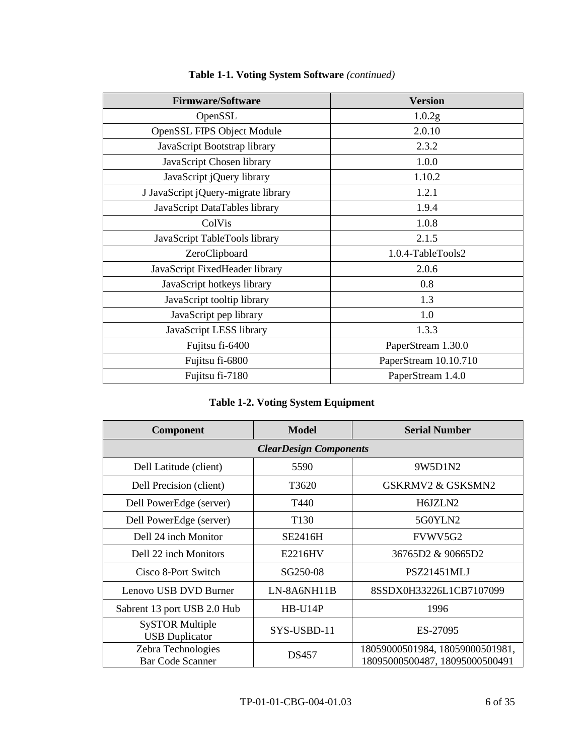**Table 1-1. Voting System Software** *(continued)*

| Firmware/Software | Version |
|---|---|
| OpenSSL | 1.0.2g |
| OpenSSL FIPS Object Module | 2.0.10 |
| JavaScript Bootstrap library | 2.3.2 |
| JavaScript Chosen library | 1.0.0 |
| JavaScript jQuery library | 1.10.2 |
| J JavaScript jQuery-migrate library | 1.2.1 |
| JavaScript DataTables library | 1.9.4 |
| ColVis | 1.0.8 |
| JavaScript TableTools library | 2.1.5 |
| ZeroClipboard | 1.0.4-TableTools2 |
| JavaScript FixedHeader library | 2.0.6 |
| JavaScript hotkeys library | 0.8 |
| JavaScript tooltip library | 1.3 |
| JavaScript pep library | 1.0 |
| JavaScript LESS library | 1.3.3 |
| Fujitsu fi-6400 | PaperStream 1.30.0 |
| Fujitsu fi-6800 | PaperStream 10.10.710 |
| Fujitsu fi-7180 | PaperStream 1.4.0 |

**Table 1-2. Voting System Equipment**

| Component | Model | Serial Number |
|---|---|---|
| ***ClearDesign Components*** | | |
| Dell Latitude (client) | 5590 | 9W5D1N2 |
| Dell Precision (client) | T3620 | GSKRMV2 & GSKSMN2 |
| Dell PowerEdge (server) | T440 | H6JZLN2 |
| Dell PowerEdge (server) | T130 | 5G0YLN2 |
| Dell 24 inch Monitor | SE2416H | FVWV5G2 |
| Dell 22 inch Monitors | E2216HV | 36765D2 & 90665D2 |
| Cisco 8-Port Switch | SG250-08 | PSZ21451MLJ |
| Lenovo USB DVD Burner | LN-8A6NH11B | 8SSDX0H33226L1CB7107099 |
| Sabrent 13 port USB 2.0 Hub | HB-U14P | 1996 |
| SySTOR Multiple USB Duplicator | SYS-USBD-11 | ES-27095 |
| Zebra Technologies Bar Code Scanner | DS457 | 18059000501984, 18059000501981, 18095000500487, 18095000500491 |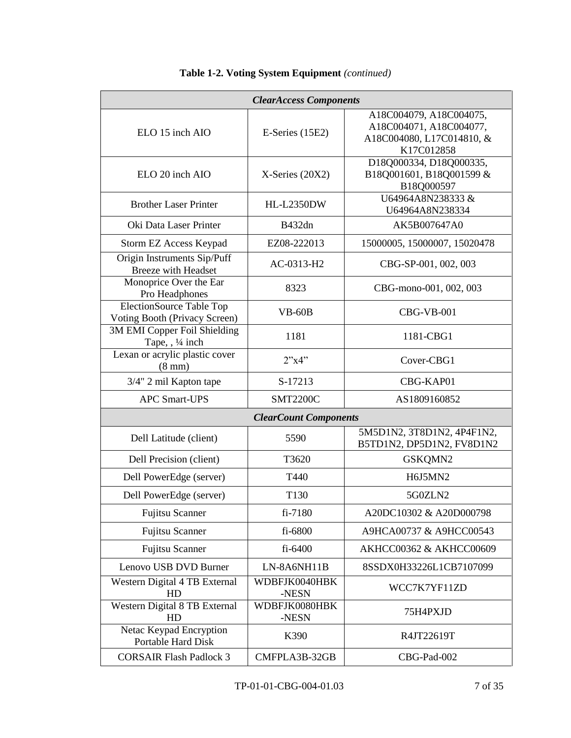**Table 1-2. Voting System Equipment** *(continued)*

| | | |
|---|---|---|
| ***ClearAccess Components*** | | |
| ELO 15 inch AIO | E-Series (15E2) | A18C004079, A18C004075, A18C004071, A18C004077, A18C004080, L17C014810, & K17C012858 |
| ELO 20 inch AIO | X-Series (20X2) | D18Q000334, D18Q000335, B18Q001601, B18Q001599 & B18Q000597 |
| Brother Laser Printer | HL-L2350DW | U64964A8N238333 & U64964A8N238334 |
| Oki Data Laser Printer | B432dn | AK5B007647A0 |
| Storm EZ Access Keypad | EZ08-222013 | 15000005, 15000007, 15020478 |
| Origin Instruments Sip/Puff Breeze with Headset | AC-0313-H2 | CBG-SP-001, 002, 003 |
| Monoprice Over the Ear Pro Headphones | 8323 | CBG-mono-001, 002, 003 |
| ElectionSource Table Top Voting Booth (Privacy Screen) | VB-60B | CBG-VB-001 |
| 3M EMI Copper Foil Shielding Tape, , ¼ inch | 1181 | 1181-CBG1 |
| Lexan or acrylic plastic cover (8 mm) | 2”x4” | Cover-CBG1 |
| 3/4" 2 mil Kapton tape | S-17213 | CBG-KAP01 |
| APC Smart-UPS | SMT2200C | AS1809160852 |
| ***ClearCount Components*** | | |
| Dell Latitude (client) | 5590 | 5M5D1N2, 3T8D1N2, 4P4F1N2, B5TD1N2, DP5D1N2, FV8D1N2 |
| Dell Precision (client) | T3620 | GSKQMN2 |
| Dell PowerEdge (server) | T440 | H6J5MN2 |
| Dell PowerEdge (server) | T130 | 5G0ZLN2 |
| Fujitsu Scanner | fi-7180 | A20DC10302 & A20D000798 |
| Fujitsu Scanner | fi-6800 | A9HCA00737 & A9HCC00543 |
| Fujitsu Scanner | fi-6400 | AKHCC00362 & AKHCC00609 |
| Lenovo USB DVD Burner | LN-8A6NH11B | 8SSDX0H33226L1CB7107099 |
| Western Digital 4 TB External HD | WDBFJK0040HBK-NESN | WCC7K7YF11ZD |
| Western Digital 8 TB External HD | WDBFJK0080HBK-NESN | 75H4PXJD |
| Netac Keypad Encryption Portable Hard Disk | K390 | R4JT22619T |
| CORSAIR Flash Padlock 3 | CMFPLA3B-32GB | CBG-Pad-002 |

TP-01-01-CBG-004-01.03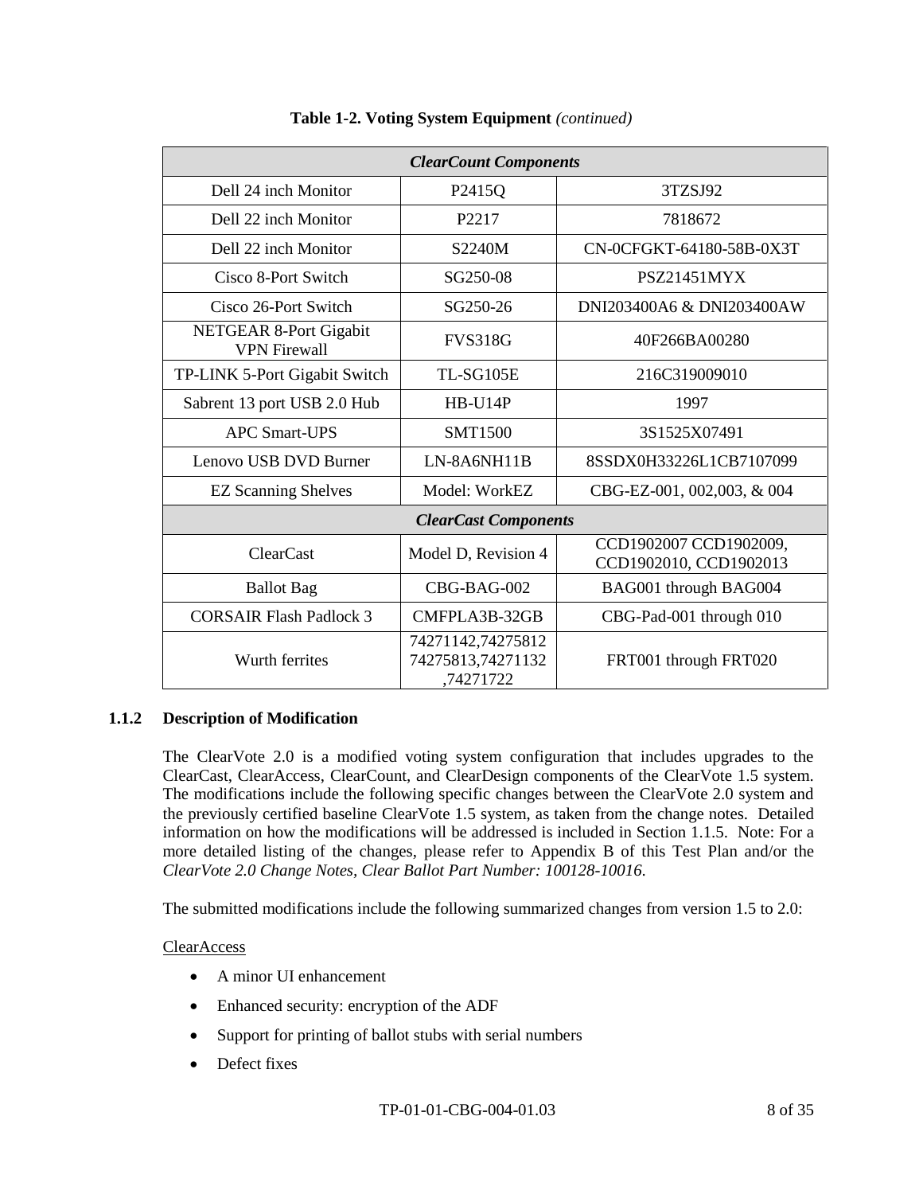**Table 1-2. Voting System Equipment** *(continued)*

| ***ClearCount Components*** | | |
|---|---|---|
| Dell 24 inch Monitor | P2415Q | 3TZSJ92 |
| Dell 22 inch Monitor | P2217 | 7818672 |
| Dell 22 inch Monitor | S2240M | CN-0CFGKT-64180-58B-0X3T |
| Cisco 8-Port Switch | SG250-08 | PSZ21451MYX |
| Cisco 26-Port Switch | SG250-26 | DNI203400A6 & DNI203400AW |
| NETGEAR 8-Port Gigabit VPN Firewall | FVS318G | 40F266BA00280 |
| TP-LINK 5-Port Gigabit Switch | TL-SG105E | 216C319009010 |
| Sabrent 13 port USB 2.0 Hub | HB-U14P | 1997 |
| APC Smart-UPS | SMT1500 | 3S1525X07491 |
| Lenovo USB DVD Burner | LN-8A6NH11B | 8SSDX0H33226L1CB7107099 |
| EZ Scanning Shelves | Model: WorkEZ | CBG-EZ-001, 002,003, & 004 |
| ***ClearCast Components*** | | |
| ClearCast | Model D, Revision 4 | CCD1902007 CCD1902009, CCD1902010, CCD1902013 |
| Ballot Bag | CBG-BAG-002 | BAG001 through BAG004 |
| CORSAIR Flash Padlock 3 | CMFPLA3B-32GB | CBG-Pad-001 through 010 |
| Wurth ferrites | 74271142,74275812 74275813,74271132 ,74271722 | FRT001 through FRT020 |

### 1.1.2 Description of Modification

The ClearVote 2.0 is a modified voting system configuration that includes upgrades to the ClearCast, ClearAccess, ClearCount, and ClearDesign components of the ClearVote 1.5 system. The modifications include the following specific changes between the ClearVote 2.0 system and the previously certified baseline ClearVote 1.5 system, as taken from the change notes. Detailed information on how the modifications will be addressed is included in Section 1.1.5. Note: For a more detailed listing of the changes, please refer to Appendix B of this Test Plan and/or the *ClearVote 2.0 Change Notes, Clear Ballot Part Number: 100128-10016*.

The submitted modifications include the following summarized changes from version 1.5 to 2.0:

ClearAccess

- A minor UI enhancement
- Enhanced security: encryption of the ADF
- Support for printing of ballot stubs with serial numbers
- Defect fixes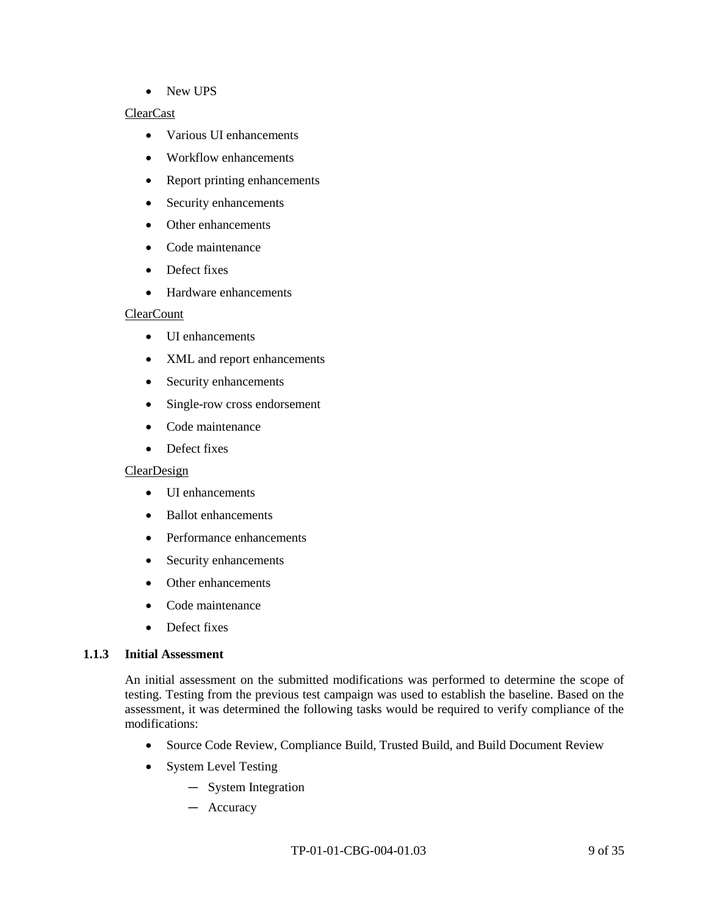- New UPS

<u>ClearCast</u>

- Various UI enhancements
- Workflow enhancements
- Report printing enhancements
- Security enhancements
- Other enhancements
- Code maintenance
- Defect fixes
- Hardware enhancements

<u>ClearCount</u>

- UI enhancements
- XML and report enhancements
- Security enhancements
- Single-row cross endorsement
- Code maintenance
- Defect fixes

<u>ClearDesign</u>

- UI enhancements
- Ballot enhancements
- Performance enhancements
- Security enhancements
- Other enhancements
- Code maintenance
- Defect fixes

### 1.1.3 Initial Assessment

An initial assessment on the submitted modifications was performed to determine the scope of testing. Testing from the previous test campaign was used to establish the baseline. Based on the assessment, it was determined the following tasks would be required to verify compliance of the modifications:

- Source Code Review, Compliance Build, Trusted Build, and Build Document Review
- System Level Testing
    - System Integration
    - Accuracy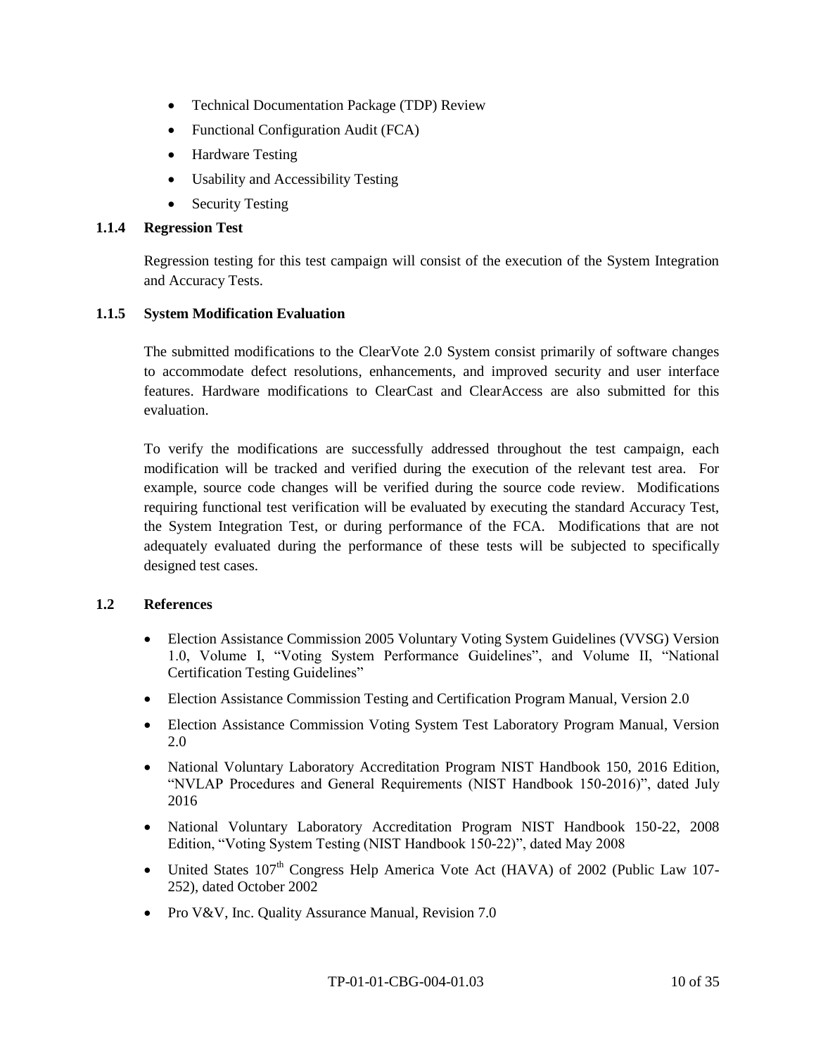- Technical Documentation Package (TDP) Review
- Functional Configuration Audit (FCA)
- Hardware Testing
- Usability and Accessibility Testing
- Security Testing

### 1.1.4 Regression Test

Regression testing for this test campaign will consist of the execution of the System Integration and Accuracy Tests.

### 1.1.5 System Modification Evaluation

The submitted modifications to the ClearVote 2.0 System consist primarily of software changes to accommodate defect resolutions, enhancements, and improved security and user interface features. Hardware modifications to ClearCast and ClearAccess are also submitted for this evaluation.

To verify the modifications are successfully addressed throughout the test campaign, each modification will be tracked and verified during the execution of the relevant test area. For example, source code changes will be verified during the source code review. Modifications requiring functional test verification will be evaluated by executing the standard Accuracy Test, the System Integration Test, or during performance of the FCA. Modifications that are not adequately evaluated during the performance of these tests will be subjected to specifically designed test cases.

## 1.2 References

- Election Assistance Commission 2005 Voluntary Voting System Guidelines (VVSG) Version 1.0, Volume I, "Voting System Performance Guidelines", and Volume II, "National Certification Testing Guidelines"
- Election Assistance Commission Testing and Certification Program Manual, Version 2.0
- Election Assistance Commission Voting System Test Laboratory Program Manual, Version 2.0
- National Voluntary Laboratory Accreditation Program NIST Handbook 150, 2016 Edition, "NVLAP Procedures and General Requirements (NIST Handbook 150-2016)", dated July 2016
- National Voluntary Laboratory Accreditation Program NIST Handbook 150-22, 2008 Edition, "Voting System Testing (NIST Handbook 150-22)", dated May 2008
- United States 107th Congress Help America Vote Act (HAVA) of 2002 (Public Law 107-252), dated October 2002
- Pro V&V, Inc. Quality Assurance Manual, Revision 7.0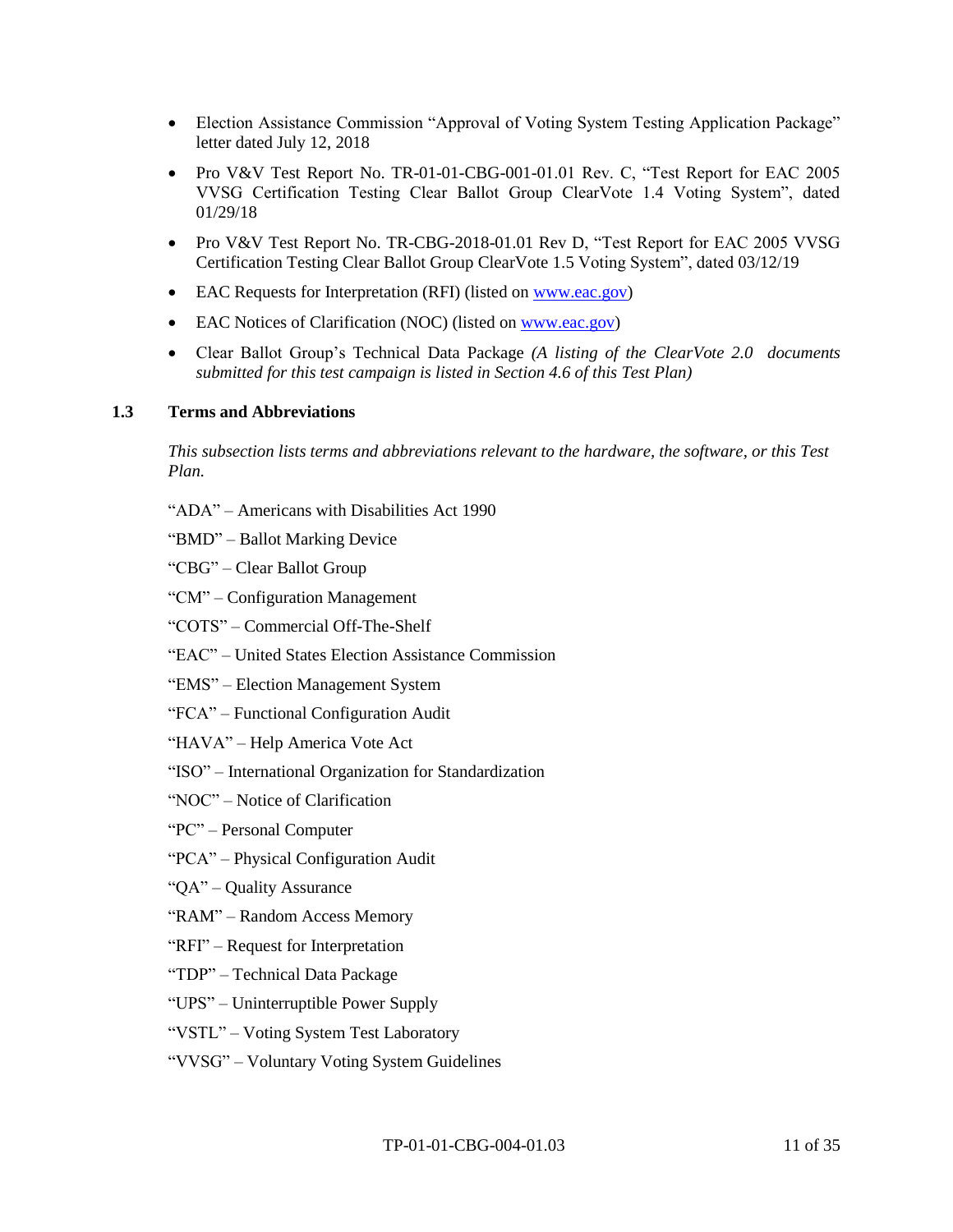- Election Assistance Commission "Approval of Voting System Testing Application Package" letter dated July 12, 2018
- Pro V&V Test Report No. TR-01-01-CBG-001-01.01 Rev. C, "Test Report for EAC 2005 VVSG Certification Testing Clear Ballot Group ClearVote 1.4 Voting System", dated 01/29/18
- Pro V&V Test Report No. TR-CBG-2018-01.01 Rev D, "Test Report for EAC 2005 VVSG Certification Testing Clear Ballot Group ClearVote 1.5 Voting System", dated 03/12/19
- EAC Requests for Interpretation (RFI) (listed on www.eac.gov)
- EAC Notices of Clarification (NOC) (listed on www.eac.gov)
- Clear Ballot Group's Technical Data Package *(A listing of the ClearVote 2.0 documents submitted for this test campaign is listed in Section 4.6 of this Test Plan)*

## 1.3 Terms and Abbreviations

*This subsection lists terms and abbreviations relevant to the hardware, the software, or this Test Plan.*

"ADA" – Americans with Disabilities Act 1990

"BMD" – Ballot Marking Device

"CBG" – Clear Ballot Group

"CM" – Configuration Management

"COTS" – Commercial Off-The-Shelf

"EAC" – United States Election Assistance Commission

"EMS" – Election Management System

"FCA" – Functional Configuration Audit

"HAVA" – Help America Vote Act

"ISO" – International Organization for Standardization

"NOC" – Notice of Clarification

"PC" – Personal Computer

"PCA" – Physical Configuration Audit

"QA" – Quality Assurance

"RAM" – Random Access Memory

"RFI" – Request for Interpretation

"TDP" – Technical Data Package

"UPS" – Uninterruptible Power Supply

"VSTL" – Voting System Test Laboratory

"VVSG" – Voluntary Voting System Guidelines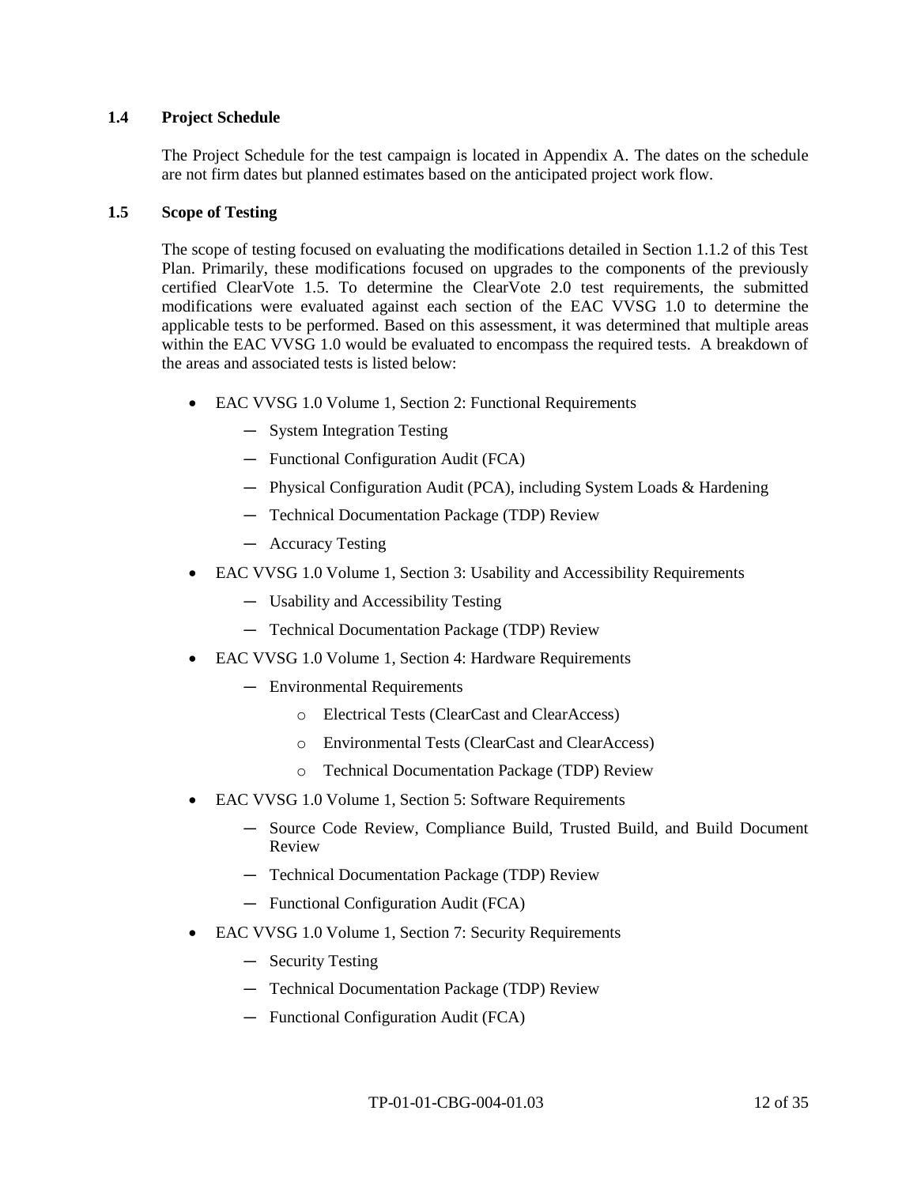### 1.4 Project Schedule

The Project Schedule for the test campaign is located in Appendix A. The dates on the schedule are not firm dates but planned estimates based on the anticipated project work flow.

### 1.5 Scope of Testing

The scope of testing focused on evaluating the modifications detailed in Section 1.1.2 of this Test Plan. Primarily, these modifications focused on upgrades to the components of the previously certified ClearVote 1.5. To determine the ClearVote 2.0 test requirements, the submitted modifications were evaluated against each section of the EAC VVSG 1.0 to determine the applicable tests to be performed. Based on this assessment, it was determined that multiple areas within the EAC VVSG 1.0 would be evaluated to encompass the required tests. A breakdown of the areas and associated tests is listed below:

- EAC VVSG 1.0 Volume 1, Section 2: Functional Requirements
  - System Integration Testing
  - Functional Configuration Audit (FCA)
  - Physical Configuration Audit (PCA), including System Loads & Hardening
  - Technical Documentation Package (TDP) Review
  - Accuracy Testing
- EAC VVSG 1.0 Volume 1, Section 3: Usability and Accessibility Requirements
  - Usability and Accessibility Testing
  - Technical Documentation Package (TDP) Review
- EAC VVSG 1.0 Volume 1, Section 4: Hardware Requirements
  - Environmental Requirements
    - Electrical Tests (ClearCast and ClearAccess)
    - Environmental Tests (ClearCast and ClearAccess)
    - Technical Documentation Package (TDP) Review
- EAC VVSG 1.0 Volume 1, Section 5: Software Requirements
  - Source Code Review, Compliance Build, Trusted Build, and Build Document Review
  - Technical Documentation Package (TDP) Review
  - Functional Configuration Audit (FCA)
- EAC VVSG 1.0 Volume 1, Section 7: Security Requirements
  - Security Testing
  - Technical Documentation Package (TDP) Review
  - Functional Configuration Audit (FCA)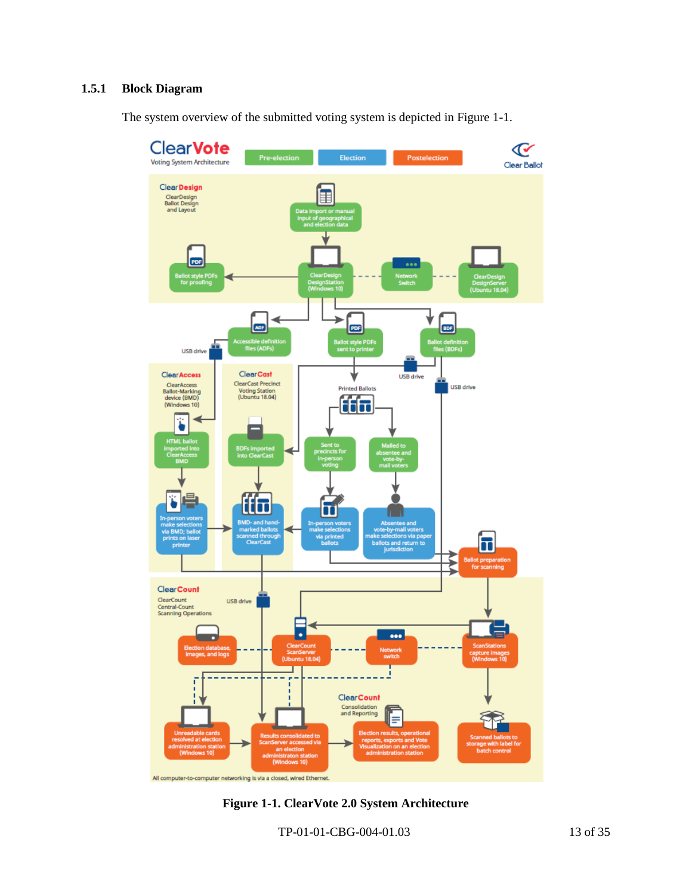### 1.5.1 Block Diagram

The system overview of the submitted voting system is depicted in Figure 1-1.

**Figure 1-1. ClearVote 2.0 System Architecture**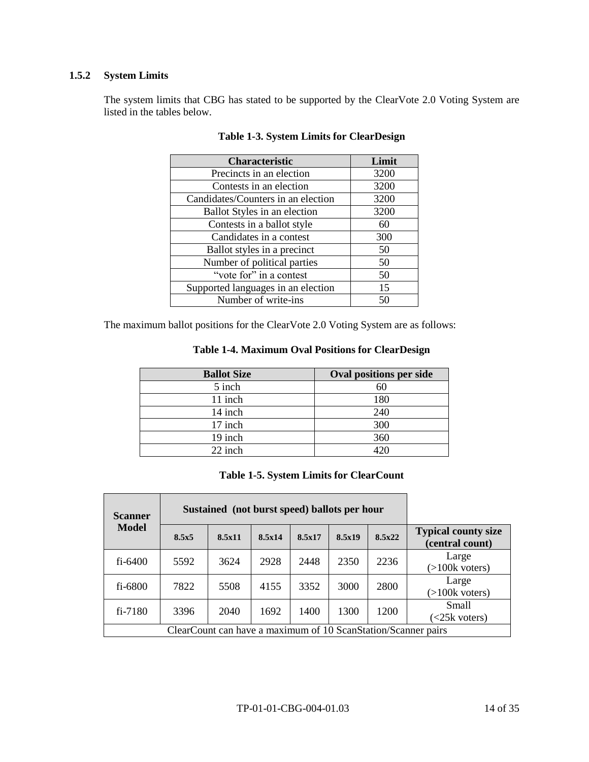### 1.5.2 System Limits

The system limits that CBG has stated to be supported by the ClearVote 2.0 Voting System are listed in the tables below.

**Table 1-3. System Limits for ClearDesign**

| Characteristic | Limit |
|---|---|
| Precincts in an election | 3200 |
| Contests in an election | 3200 |
| Candidates/Counters in an election | 3200 |
| Ballot Styles in an election | 3200 |
| Contests in a ballot style | 60 |
| Candidates in a contest | 300 |
| Ballot styles in a precinct | 50 |
| Number of political parties | 50 |
| "vote for" in a contest | 50 |
| Supported languages in an election | 15 |
| Number of write-ins | 50 |

The maximum ballot positions for the ClearVote 2.0 Voting System are as follows:

**Table 1-4. Maximum Oval Positions for ClearDesign**

| Ballot Size | Oval positions per side |
|---|---|
| 5 inch | 60 |
| 11 inch | 180 |
| 14 inch | 240 |
| 17 inch | 300 |
| 19 inch | 360 |
| 22 inch | 420 |

**Table 1-5. System Limits for ClearCount**

| Scanner Model | Sustained (not burst speed) ballots per hour | | | | | | |
|---|---|---|---|---|---|---|---|
| | 8.5x5 | 8.5x11 | 8.5x14 | 8.5x17 | 8.5x19 | 8.5x22 | Typical county size (central count) |
| fi-6400 | 5592 | 3624 | 2928 | 2448 | 2350 | 2236 | Large (>100k voters) |
| fi-6800 | 7822 | 5508 | 4155 | 3352 | 3000 | 2800 | Large (>100k voters) |
| fi-7180 | 3396 | 2040 | 1692 | 1400 | 1300 | 1200 | Small (<25k voters) |
| ClearCount can have a maximum of 10 ScanStation/Scanner pairs | | | | | | | |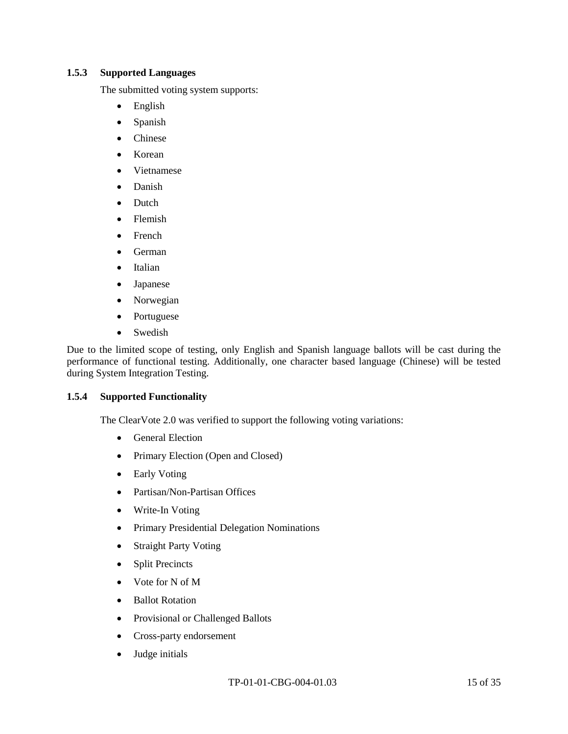### 1.5.3 Supported Languages

The submitted voting system supports:

- English
- Spanish
- Chinese
- Korean
- Vietnamese
- Danish
- Dutch
- Flemish
- French
- German
- Italian
- Japanese
- Norwegian
- Portuguese
- Swedish

Due to the limited scope of testing, only English and Spanish language ballots will be cast during the performance of functional testing. Additionally, one character based language (Chinese) will be tested during System Integration Testing.

### 1.5.4 Supported Functionality

The ClearVote 2.0 was verified to support the following voting variations:

- General Election
- Primary Election (Open and Closed)
- Early Voting
- Partisan/Non-Partisan Offices
- Write-In Voting
- Primary Presidential Delegation Nominations
- Straight Party Voting
- Split Precincts
- Vote for N of M
- Ballot Rotation
- Provisional or Challenged Ballots
- Cross-party endorsement
- Judge initials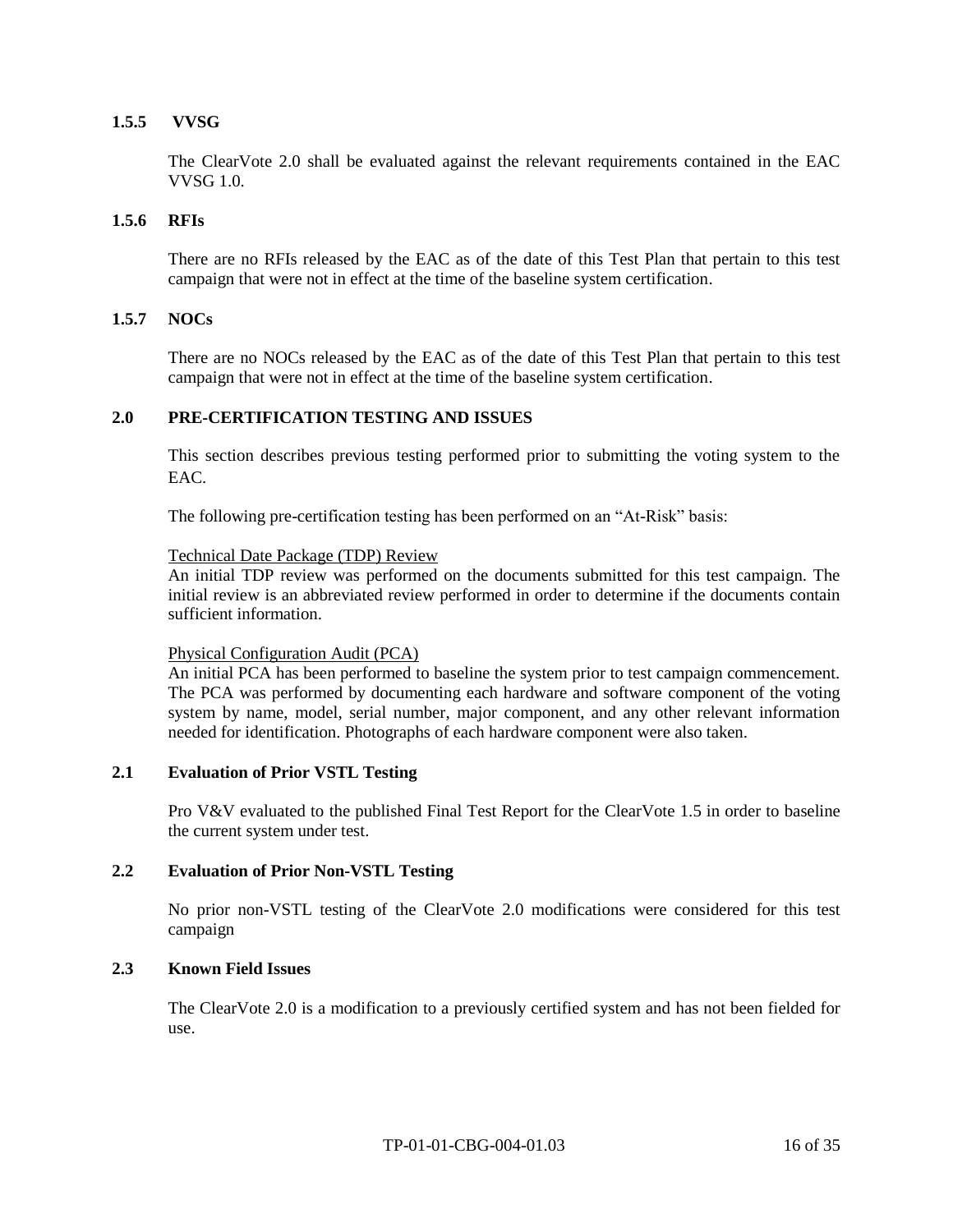### 1.5.5 VVSG

The ClearVote 2.0 shall be evaluated against the relevant requirements contained in the EAC VVSG 1.0.

### 1.5.6 RFIs

There are no RFIs released by the EAC as of the date of this Test Plan that pertain to this test campaign that were not in effect at the time of the baseline system certification.

### 1.5.7 NOCs

There are no NOCs released by the EAC as of the date of this Test Plan that pertain to this test campaign that were not in effect at the time of the baseline system certification.

## 2.0 PRE-CERTIFICATION TESTING AND ISSUES

This section describes previous testing performed prior to submitting the voting system to the EAC.

The following pre-certification testing has been performed on an "At-Risk" basis:

Technical Date Package (TDP) Review
An initial TDP review was performed on the documents submitted for this test campaign. The initial review is an abbreviated review performed in order to determine if the documents contain sufficient information.

Physical Configuration Audit (PCA)
An initial PCA has been performed to baseline the system prior to test campaign commencement. The PCA was performed by documenting each hardware and software component of the voting system by name, model, serial number, major component, and any other relevant information needed for identification. Photographs of each hardware component were also taken.

### 2.1 Evaluation of Prior VSTL Testing

Pro V&V evaluated to the published Final Test Report for the ClearVote 1.5 in order to baseline the current system under test.

### 2.2 Evaluation of Prior Non-VSTL Testing

No prior non-VSTL testing of the ClearVote 2.0 modifications were considered for this test campaign

### 2.3 Known Field Issues

The ClearVote 2.0 is a modification to a previously certified system and has not been fielded for use.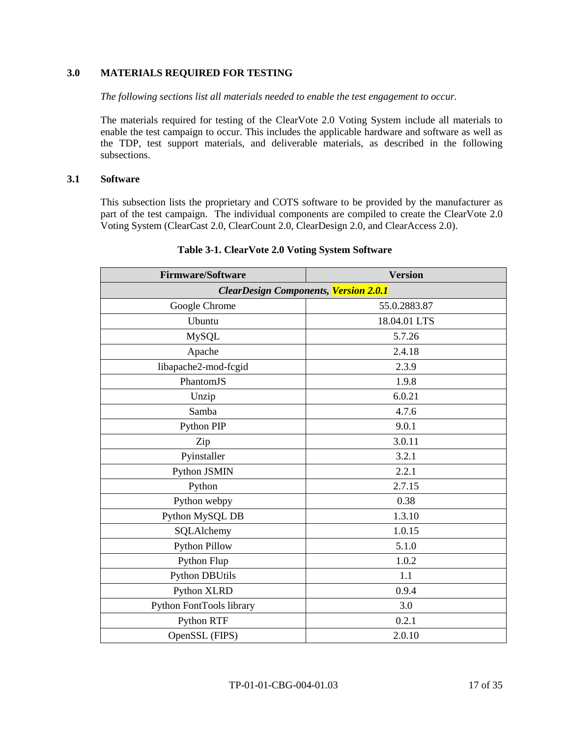## 3.0 MATERIALS REQUIRED FOR TESTING

*The following sections list all materials needed to enable the test engagement to occur.*

The materials required for testing of the ClearVote 2.0 Voting System include all materials to enable the test campaign to occur. This includes the applicable hardware and software as well as the TDP, test support materials, and deliverable materials, as described in the following subsections.

### 3.1 Software

This subsection lists the proprietary and COTS software to be provided by the manufacturer as part of the test campaign. The individual components are compiled to create the ClearVote 2.0 Voting System (ClearCast 2.0, ClearCount 2.0, ClearDesign 2.0, and ClearAccess 2.0).

**Table 3-1. ClearVote 2.0 Voting System Software**

| Firmware/Software | Version |
|---|---|
| ***ClearDesign Components, Version 2.0.1*** | |
| Google Chrome | 55.0.2883.87 |
| Ubuntu | 18.04.01 LTS |
| MySQL | 5.7.26 |
| Apache | 2.4.18 |
| libapache2-mod-fcgid | 2.3.9 |
| PhantomJS | 1.9.8 |
| Unzip | 6.0.21 |
| Samba | 4.7.6 |
| Python PIP | 9.0.1 |
| Zip | 3.0.11 |
| Pyinstaller | 3.2.1 |
| Python JSMIN | 2.2.1 |
| Python | 2.7.15 |
| Python webpy | 0.38 |
| Python MySQL DB | 1.3.10 |
| SQLAlchemy | 1.0.15 |
| Python Pillow | 5.1.0 |
| Python Flup | 1.0.2 |
| Python DBUtils | 1.1 |
| Python XLRD | 0.9.4 |
| Python FontTools library | 3.0 |
| Python RTF | 0.2.1 |
| OpenSSL (FIPS) | 2.0.10 |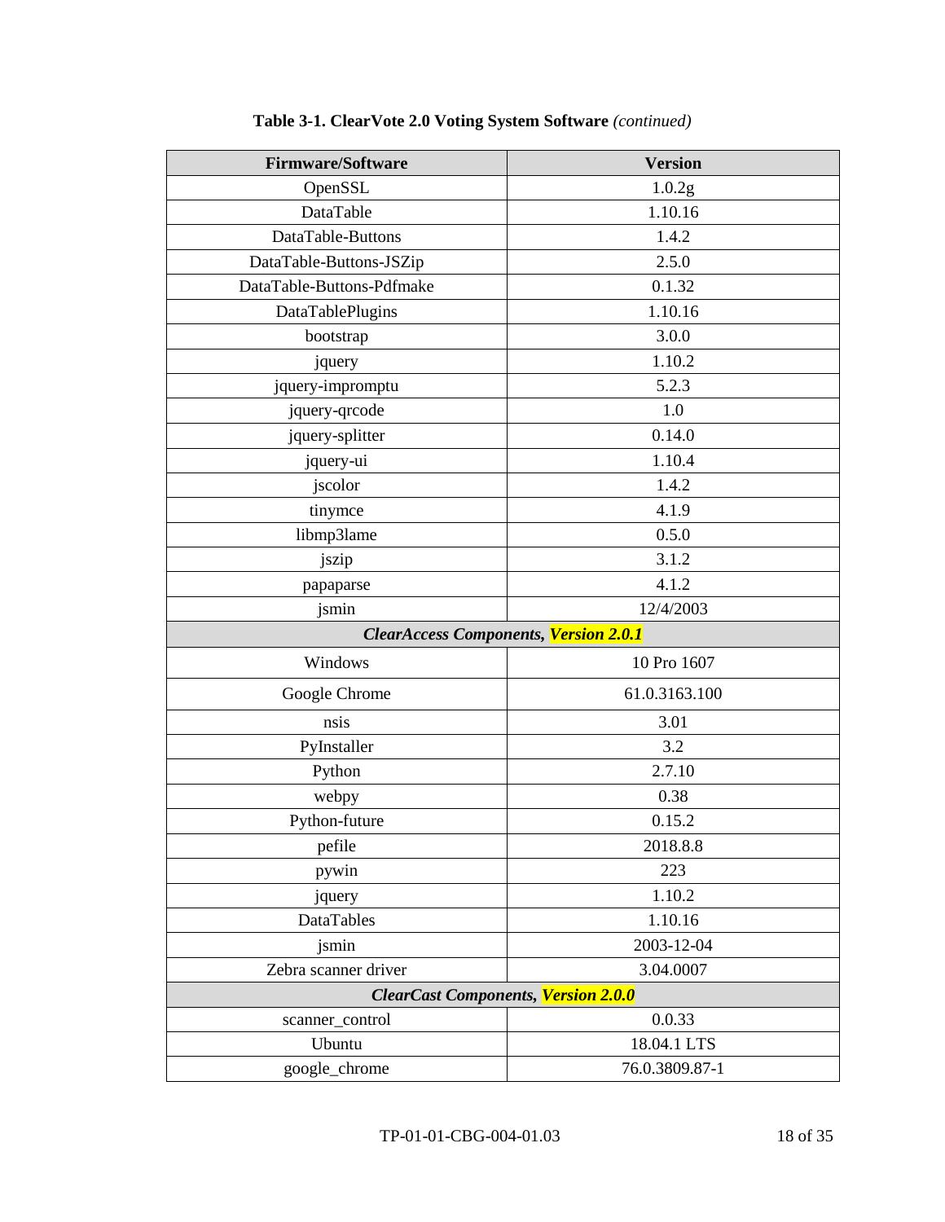**Table 3-1. ClearVote 2.0 Voting System Software** *(continued)*

| Firmware/Software | Version |
|---|---|
| OpenSSL | 1.0.2g |
| DataTable | 1.10.16 |
| DataTable-Buttons | 1.4.2 |
| DataTable-Buttons-JSZip | 2.5.0 |
| DataTable-Buttons-Pdfmake | 0.1.32 |
| DataTablePlugins | 1.10.16 |
| bootstrap | 3.0.0 |
| jquery | 1.10.2 |
| jquery-impromptu | 5.2.3 |
| jquery-qrcode | 1.0 |
| jquery-splitter | 0.14.0 |
| jquery-ui | 1.10.4 |
| jscolor | 1.4.2 |
| tinymce | 4.1.9 |
| libmp3lame | 0.5.0 |
| jszip | 3.1.2 |
| papaparse | 4.1.2 |
| jsmin | 12/4/2003 |
| ***ClearAccess Components, Version 2.0.1*** | |
| Windows | 10 Pro 1607 |
| Google Chrome | 61.0.3163.100 |
| nsis | 3.01 |
| PyInstaller | 3.2 |
| Python | 2.7.10 |
| webpy | 0.38 |
| Python-future | 0.15.2 |
| pefile | 2018.8.8 |
| pywin | 223 |
| jquery | 1.10.2 |
| DataTables | 1.10.16 |
| jsmin | 2003-12-04 |
| Zebra scanner driver | 3.04.0007 |
| ***ClearCast Components, Version 2.0.0*** | |
| scanner_control | 0.0.33 |
| Ubuntu | 18.04.1 LTS |
| google_chrome | 76.0.3809.87-1 |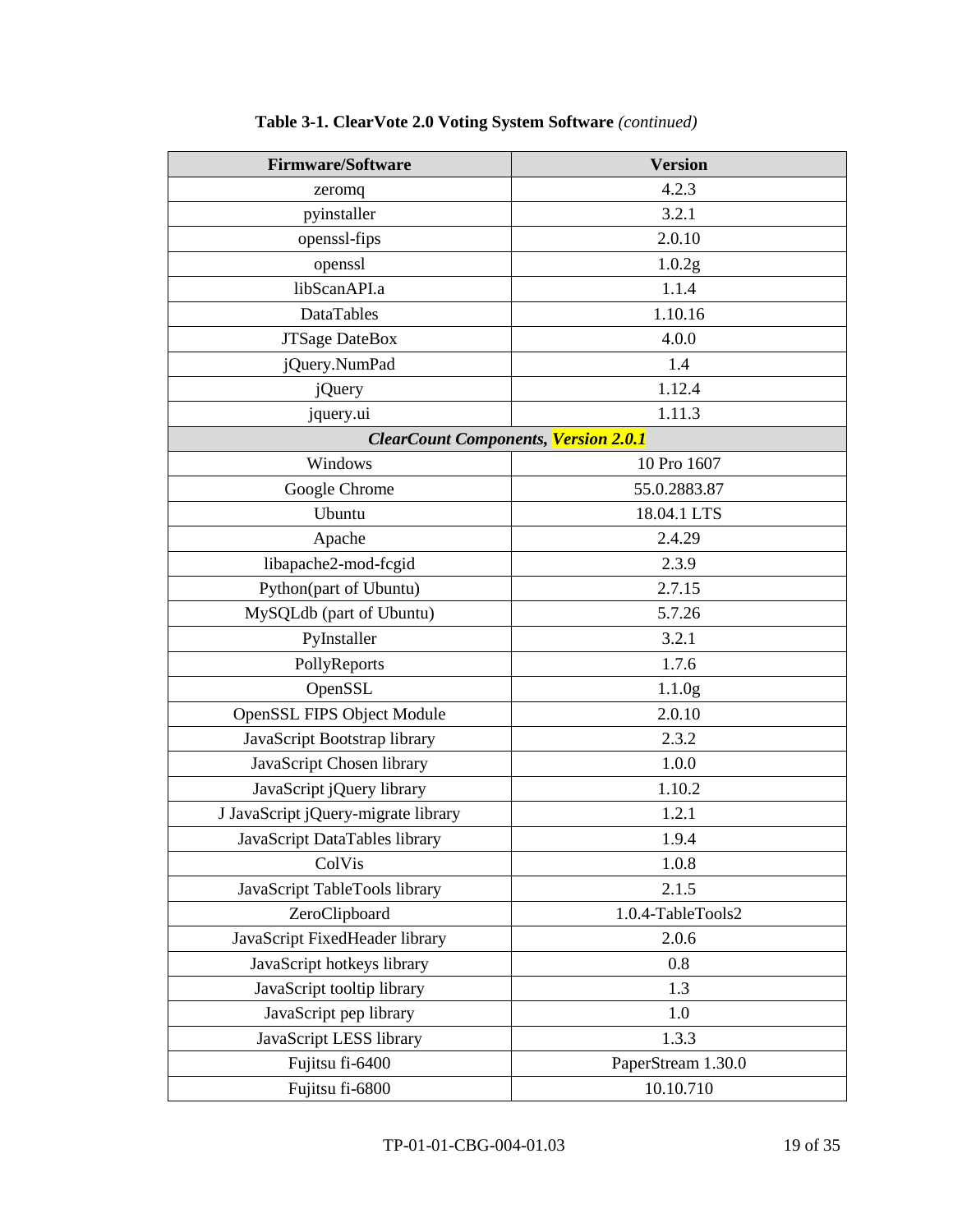**Table 3-1. ClearVote 2.0 Voting System Software** *(continued)*

| Firmware/Software | Version |
|---|---|
| zeromq | 4.2.3 |
| pyinstaller | 3.2.1 |
| openssl-fips | 2.0.10 |
| openssl | 1.0.2g |
| libScanAPI.a | 1.1.4 |
| DataTables | 1.10.16 |
| JTSage DateBox | 4.0.0 |
| jQuery.NumPad | 1.4 |
| jQuery | 1.12.4 |
| jquery.ui | 1.11.3 |
| ***ClearCount Components, Version 2.0.1*** | |
| Windows | 10 Pro 1607 |
| Google Chrome | 55.0.2883.87 |
| Ubuntu | 18.04.1 LTS |
| Apache | 2.4.29 |
| libapache2-mod-fcgid | 2.3.9 |
| Python(part of Ubuntu) | 2.7.15 |
| MySQLdb (part of Ubuntu) | 5.7.26 |
| PyInstaller | 3.2.1 |
| PollyReports | 1.7.6 |
| OpenSSL | 1.1.0g |
| OpenSSL FIPS Object Module | 2.0.10 |
| JavaScript Bootstrap library | 2.3.2 |
| JavaScript Chosen library | 1.0.0 |
| JavaScript jQuery library | 1.10.2 |
| J JavaScript jQuery-migrate library | 1.2.1 |
| JavaScript DataTables library | 1.9.4 |
| ColVis | 1.0.8 |
| JavaScript TableTools library | 2.1.5 |
| ZeroClipboard | 1.0.4-TableTools2 |
| JavaScript FixedHeader library | 2.0.6 |
| JavaScript hotkeys library | 0.8 |
| JavaScript tooltip library | 1.3 |
| JavaScript pep library | 1.0 |
| JavaScript LESS library | 1.3.3 |
| Fujitsu fi-6400 | PaperStream 1.30.0 |
| Fujitsu fi-6800 | 10.10.710 |

TP-01-01-CBG-004-01.03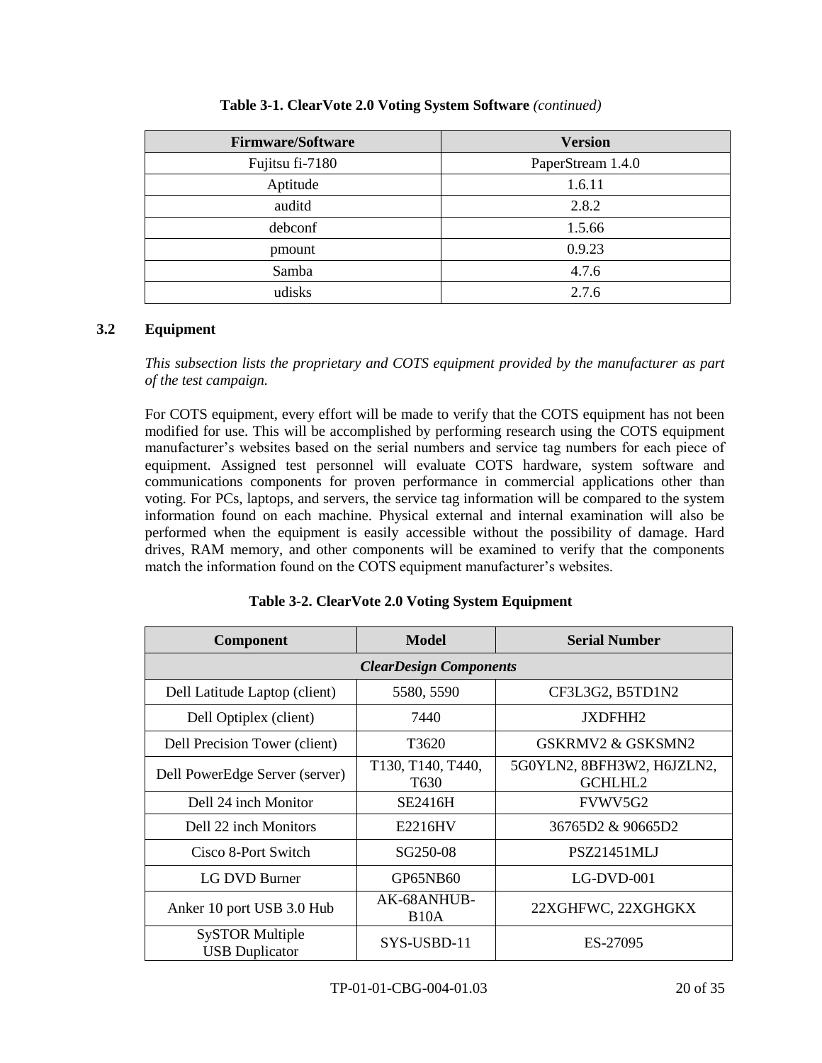**Table 3-1. ClearVote 2.0 Voting System Software** *(continued)*

| Firmware/Software | Version |
|---|---|
| Fujitsu fi-7180 | PaperStream 1.4.0 |
| Aptitude | 1.6.11 |
| auditd | 2.8.2 |
| debconf | 1.5.66 |
| pmount | 0.9.23 |
| Samba | 4.7.6 |
| udisks | 2.7.6 |

### 3.2 Equipment

*This subsection lists the proprietary and COTS equipment provided by the manufacturer as part of the test campaign.*

For COTS equipment, every effort will be made to verify that the COTS equipment has not been modified for use. This will be accomplished by performing research using the COTS equipment manufacturer's websites based on the serial numbers and service tag numbers for each piece of equipment. Assigned test personnel will evaluate COTS hardware, system software and communications components for proven performance in commercial applications other than voting. For PCs, laptops, and servers, the service tag information will be compared to the system information found on each machine. Physical external and internal examination will also be performed when the equipment is easily accessible without the possibility of damage. Hard drives, RAM memory, and other components will be examined to verify that the components match the information found on the COTS equipment manufacturer's websites.

**Table 3-2. ClearVote 2.0 Voting System Equipment**

| Component | Model | Serial Number |
|---|---|---|
| ***ClearDesign Components*** | | |
| Dell Latitude Laptop (client) | 5580, 5590 | CF3L3G2, B5TD1N2 |
| Dell Optiplex (client) | 7440 | JXDFHH2 |
| Dell Precision Tower (client) | T3620 | GSKRMV2 & GSKSMN2 |
| Dell PowerEdge Server (server) | T130, T140, T440, T630 | 5G0YLN2, 8BFH3W2, H6JZLN2, GCHLHL2 |
| Dell 24 inch Monitor | SE2416H | FVWV5G2 |
| Dell 22 inch Monitors | E2216HV | 36765D2 & 90665D2 |
| Cisco 8-Port Switch | SG250-08 | PSZ21451MLJ |
| LG DVD Burner | GP65NB60 | LG-DVD-001 |
| Anker 10 port USB 3.0 Hub | AK-68ANHUB-B10A | 22XGHFWC, 22XGHGKX |
| SySTOR Multiple USB Duplicator | SYS-USBD-11 | ES-27095 |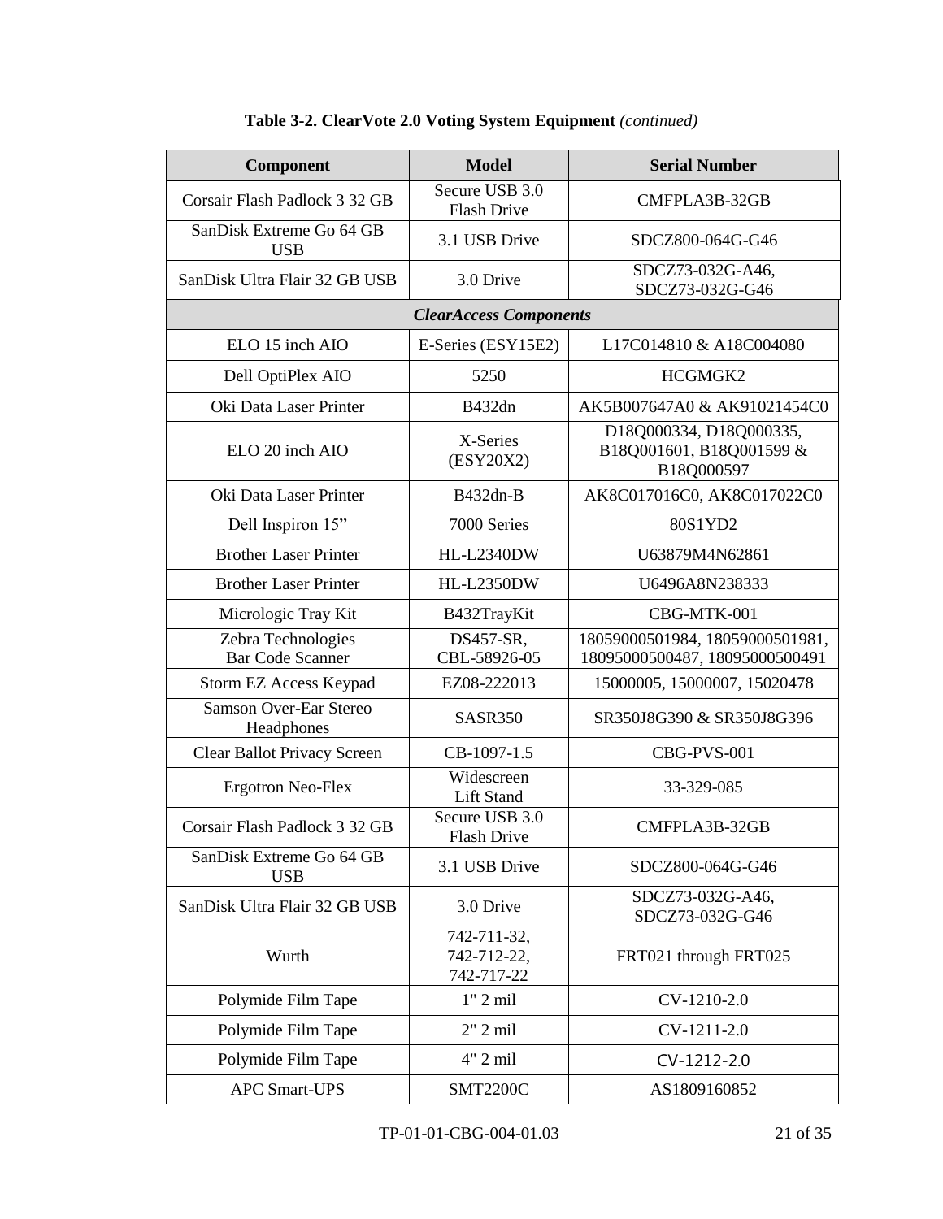**Table 3-2. ClearVote 2.0 Voting System Equipment** *(continued)*

| Component | Model | Serial Number |
|---|---|---|
| Corsair Flash Padlock 3 32 GB | Secure USB 3.0 Flash Drive | CMFPLA3B-32GB |
| SanDisk Extreme Go 64 GB USB | 3.1 USB Drive | SDCZ800-064G-G46 |
| SanDisk Ultra Flair 32 GB USB | 3.0 Drive | SDCZ73-032G-A46, SDCZ73-032G-G46 |
| ***ClearAccess Components*** | | |
| ELO 15 inch AIO | E-Series (ESY15E2) | L17C014810 & A18C004080 |
| Dell OptiPlex AIO | 5250 | HCGMGK2 |
| Oki Data Laser Printer | B432dn | AK5B007647A0 & AK91021454C0 |
| ELO 20 inch AIO | X-Series (ESY20X2) | D18Q000334, D18Q000335, B18Q001601, B18Q001599 & B18Q000597 |
| Oki Data Laser Printer | B432dn-B | AK8C017016C0, AK8C017022C0 |
| Dell Inspiron 15" | 7000 Series | 80S1YD2 |
| Brother Laser Printer | HL-L2340DW | U63879M4N62861 |
| Brother Laser Printer | HL-L2350DW | U6496A8N238333 |
| Micrologic Tray Kit | B432TrayKit | CBG-MTK-001 |
| Zebra Technologies Bar Code Scanner | DS457-SR, CBL-58926-05 | 18059000501984, 18059000501981, 18095000500487, 18095000500491 |
| Storm EZ Access Keypad | EZ08-222013 | 15000005, 15000007, 15020478 |
| Samson Over-Ear Stereo Headphones | SASR350 | SR350J8G390 & SR350J8G396 |
| Clear Ballot Privacy Screen | CB-1097-1.5 | CBG-PVS-001 |
| Ergotron Neo-Flex | Widescreen Lift Stand | 33-329-085 |
| Corsair Flash Padlock 3 32 GB | Secure USB 3.0 Flash Drive | CMFPLA3B-32GB |
| SanDisk Extreme Go 64 GB USB | 3.1 USB Drive | SDCZ800-064G-G46 |
| SanDisk Ultra Flair 32 GB USB | 3.0 Drive | SDCZ73-032G-A46, SDCZ73-032G-G46 |
| Wurth | 742-711-32, 742-712-22, 742-717-22 | FRT021 through FRT025 |
| Polymide Film Tape | 1" 2 mil | CV-1210-2.0 |
| Polymide Film Tape | 2" 2 mil | CV-1211-2.0 |
| Polymide Film Tape | 4" 2 mil | CV-1212-2.0 |
| APC Smart-UPS | SMT2200C | AS1809160852 |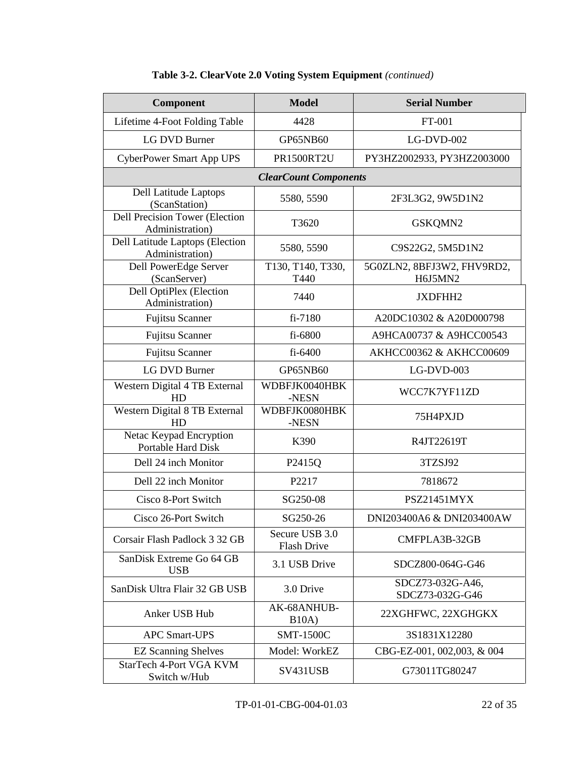**Table 3-2. ClearVote 2.0 Voting System Equipment** *(continued)*

| Component | Model | Serial Number |
|---|---|---|
| Lifetime 4-Foot Folding Table | 4428 | FT-001 |
| LG DVD Burner | GP65NB60 | LG-DVD-002 |
| CyberPower Smart App UPS | PR1500RT2U | PY3HZ2002933, PY3HZ2003000 |
| ***ClearCount Components*** | | |
| Dell Latitude Laptops (ScanStation) | 5580, 5590 | 2F3L3G2, 9W5D1N2 |
| Dell Precision Tower (Election Administration) | T3620 | GSKQMN2 |
| Dell Latitude Laptops (Election Administration) | 5580, 5590 | C9S22G2, 5M5D1N2 |
| Dell PowerEdge Server (ScanServer) | T130, T140, T330, T440 | 5G0ZLN2, 8BFJ3W2, FHV9RD2, H6J5MN2 |
| Dell OptiPlex (Election Administration) | 7440 | JXDFHH2 |
| Fujitsu Scanner | fi-7180 | A20DC10302 & A20D000798 |
| Fujitsu Scanner | fi-6800 | A9HCA00737 & A9HCC00543 |
| Fujitsu Scanner | fi-6400 | AKHCC00362 & AKHCC00609 |
| LG DVD Burner | GP65NB60 | LG-DVD-003 |
| Western Digital 4 TB External HD | WDBFJK0040HBK-NESN | WCC7K7YF11ZD |
| Western Digital 8 TB External HD | WDBFJK0080HBK-NESN | 75H4PXJD |
| Netac Keypad Encryption Portable Hard Disk | K390 | R4JT22619T |
| Dell 24 inch Monitor | P2415Q | 3TZSJ92 |
| Dell 22 inch Monitor | P2217 | 7818672 |
| Cisco 8-Port Switch | SG250-08 | PSZ21451MYX |
| Cisco 26-Port Switch | SG250-26 | DNI203400A6 & DNI203400AW |
| Corsair Flash Padlock 3 32 GB | Secure USB 3.0 Flash Drive | CMFPLA3B-32GB |
| SanDisk Extreme Go 64 GB USB | 3.1 USB Drive | SDCZ800-064G-G46 |
| SanDisk Ultra Flair 32 GB USB | 3.0 Drive | SDCZ73-032G-A46, SDCZ73-032G-G46 |
| Anker USB Hub | AK-68ANHUB-B10A) | 22XGHFWC, 22XGHGKX |
| APC Smart-UPS | SMT-1500C | 3S1831X12280 |
| EZ Scanning Shelves | Model: WorkEZ | CBG-EZ-001, 002,003, & 004 |
| StarTech 4-Port VGA KVM Switch w/Hub | SV431USB | G73011TG80247 |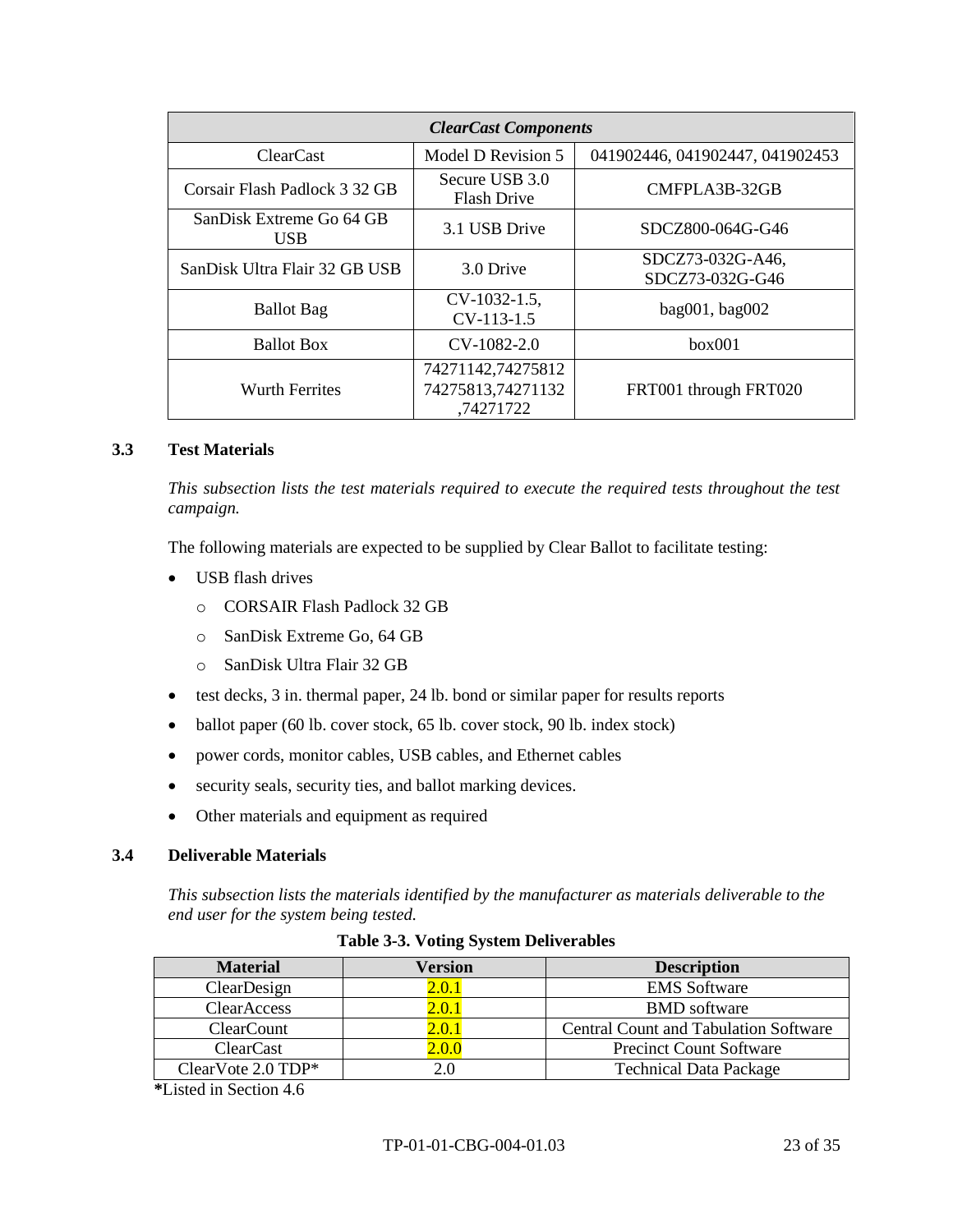| *ClearCast Components* | | |
|---|---|---|
| ClearCast | Model D Revision 5 | 041902446, 041902447, 041902453 |
| Corsair Flash Padlock 3 32 GB | Secure USB 3.0 Flash Drive | CMFPLA3B-32GB |
| SanDisk Extreme Go 64 GB USB | 3.1 USB Drive | SDCZ800-064G-G46 |
| SanDisk Ultra Flair 32 GB USB | 3.0 Drive | SDCZ73-032G-A46, SDCZ73-032G-G46 |
| Ballot Bag | CV-1032-1.5, CV-113-1.5 | bag001, bag002 |
| Ballot Box | CV-1082-2.0 | box001 |
| Wurth Ferrites | 74271142,74275812 74275813,74271132 ,74271722 | FRT001 through FRT020 |

### 3.3 Test Materials

*This subsection lists the test materials required to execute the required tests throughout the test campaign.*

The following materials are expected to be supplied by Clear Ballot to facilitate testing:

- USB flash drives
  - CORSAIR Flash Padlock 32 GB
  - SanDisk Extreme Go, 64 GB
  - SanDisk Ultra Flair 32 GB
- test decks, 3 in. thermal paper, 24 lb. bond or similar paper for results reports
- ballot paper (60 lb. cover stock, 65 lb. cover stock, 90 lb. index stock)
- power cords, monitor cables, USB cables, and Ethernet cables
- security seals, security ties, and ballot marking devices.
- Other materials and equipment as required

### 3.4 Deliverable Materials

*This subsection lists the materials identified by the manufacturer as materials deliverable to the end user for the system being tested.*

**Table 3-3. Voting System Deliverables**

| Material | Version | Description |
|---|---|---|
| ClearDesign | 2.0.1 | EMS Software |
| ClearAccess | 2.0.1 | BMD software |
| ClearCount | 2.0.1 | Central Count and Tabulation Software |
| ClearCast | 2.0.0 | Precinct Count Software |
| ClearVote 2.0 TDP* | 2.0 | Technical Data Package |

**\***Listed in Section 4.6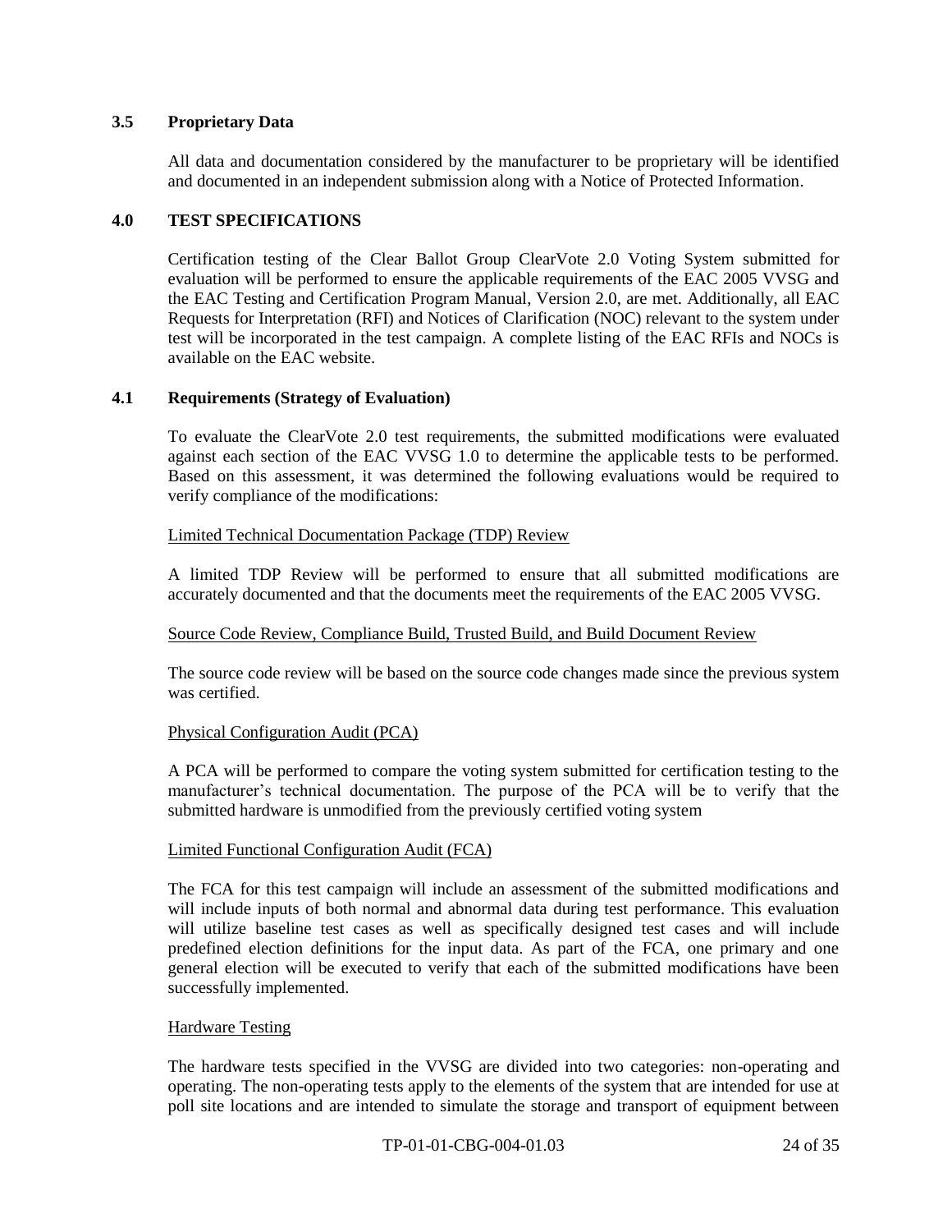### 3.5 Proprietary Data

All data and documentation considered by the manufacturer to be proprietary will be identified and documented in an independent submission along with a Notice of Protected Information.

## 4.0 TEST SPECIFICATIONS

Certification testing of the Clear Ballot Group ClearVote 2.0 Voting System submitted for evaluation will be performed to ensure the applicable requirements of the EAC 2005 VVSG and the EAC Testing and Certification Program Manual, Version 2.0, are met. Additionally, all EAC Requests for Interpretation (RFI) and Notices of Clarification (NOC) relevant to the system under test will be incorporated in the test campaign. A complete listing of the EAC RFIs and NOCs is available on the EAC website.

### 4.1 Requirements (Strategy of Evaluation)

To evaluate the ClearVote 2.0 test requirements, the submitted modifications were evaluated against each section of the EAC VVSG 1.0 to determine the applicable tests to be performed. Based on this assessment, it was determined the following evaluations would be required to verify compliance of the modifications:

Limited Technical Documentation Package (TDP) Review

A limited TDP Review will be performed to ensure that all submitted modifications are accurately documented and that the documents meet the requirements of the EAC 2005 VVSG.

Source Code Review, Compliance Build, Trusted Build, and Build Document Review

The source code review will be based on the source code changes made since the previous system was certified.

Physical Configuration Audit (PCA)

A PCA will be performed to compare the voting system submitted for certification testing to the manufacturer's technical documentation. The purpose of the PCA will be to verify that the submitted hardware is unmodified from the previously certified voting system

Limited Functional Configuration Audit (FCA)

The FCA for this test campaign will include an assessment of the submitted modifications and will include inputs of both normal and abnormal data during test performance. This evaluation will utilize baseline test cases as well as specifically designed test cases and will include predefined election definitions for the input data. As part of the FCA, one primary and one general election will be executed to verify that each of the submitted modifications have been successfully implemented.

Hardware Testing

The hardware tests specified in the VVSG are divided into two categories: non-operating and operating. The non-operating tests apply to the elements of the system that are intended for use at poll site locations and are intended to simulate the storage and transport of equipment between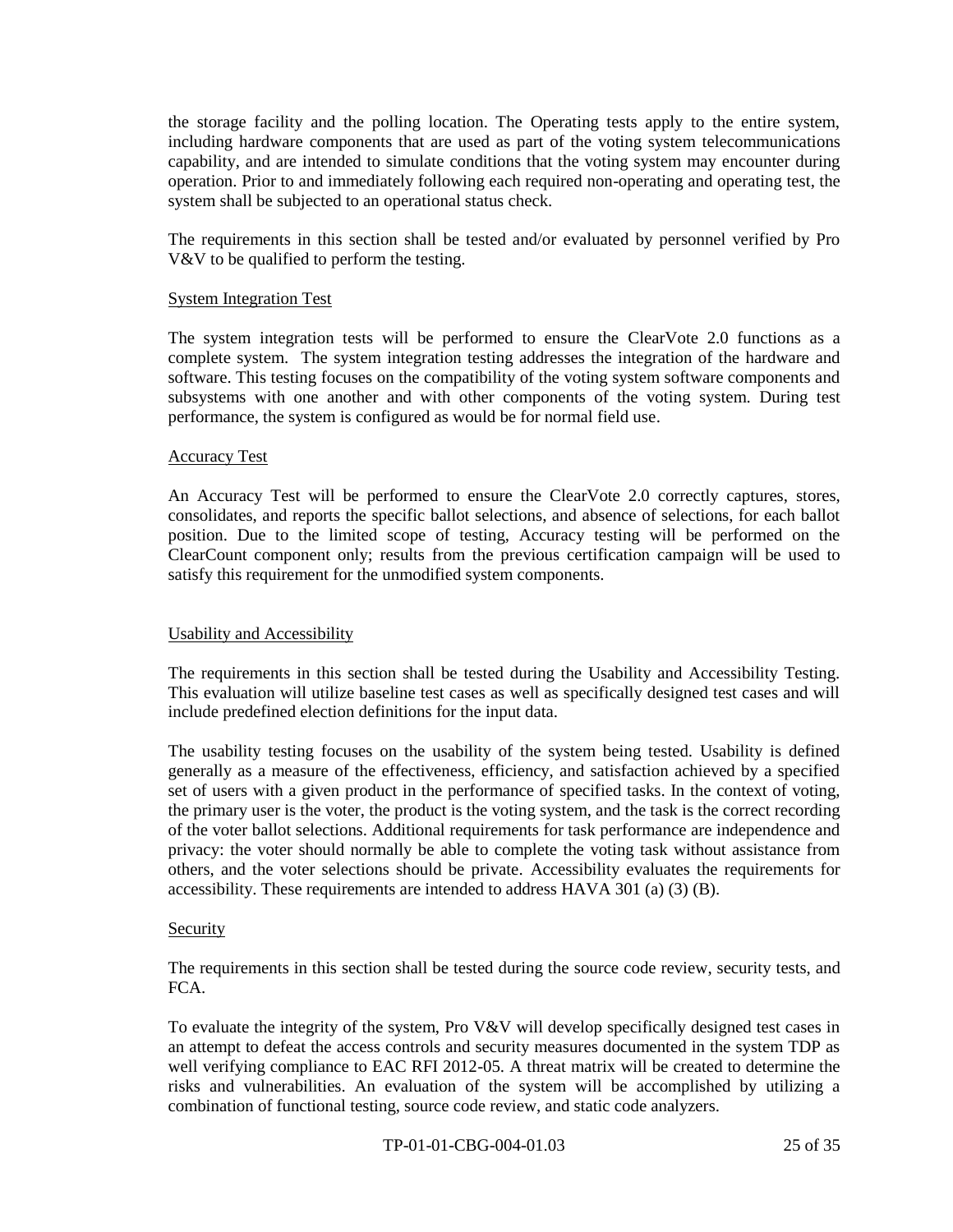the storage facility and the polling location. The Operating tests apply to the entire system, including hardware components that are used as part of the voting system telecommunications capability, and are intended to simulate conditions that the voting system may encounter during operation. Prior to and immediately following each required non-operating and operating test, the system shall be subjected to an operational status check.

The requirements in this section shall be tested and/or evaluated by personnel verified by Pro V&V to be qualified to perform the testing.

<u>System Integration Test</u>

The system integration tests will be performed to ensure the ClearVote 2.0 functions as a complete system. The system integration testing addresses the integration of the hardware and software. This testing focuses on the compatibility of the voting system software components and subsystems with one another and with other components of the voting system. During test performance, the system is configured as would be for normal field use.

<u>Accuracy Test</u>

An Accuracy Test will be performed to ensure the ClearVote 2.0 correctly captures, stores, consolidates, and reports the specific ballot selections, and absence of selections, for each ballot position. Due to the limited scope of testing, Accuracy testing will be performed on the ClearCount component only; results from the previous certification campaign will be used to satisfy this requirement for the unmodified system components.

<u>Usability and Accessibility</u>

The requirements in this section shall be tested during the Usability and Accessibility Testing. This evaluation will utilize baseline test cases as well as specifically designed test cases and will include predefined election definitions for the input data.

The usability testing focuses on the usability of the system being tested. Usability is defined generally as a measure of the effectiveness, efficiency, and satisfaction achieved by a specified set of users with a given product in the performance of specified tasks. In the context of voting, the primary user is the voter, the product is the voting system, and the task is the correct recording of the voter ballot selections. Additional requirements for task performance are independence and privacy: the voter should normally be able to complete the voting task without assistance from others, and the voter selections should be private. Accessibility evaluates the requirements for accessibility. These requirements are intended to address HAVA 301 (a) (3) (B).

<u>Security</u>

The requirements in this section shall be tested during the source code review, security tests, and FCA.

To evaluate the integrity of the system, Pro V&V will develop specifically designed test cases in an attempt to defeat the access controls and security measures documented in the system TDP as well verifying compliance to EAC RFI 2012-05. A threat matrix will be created to determine the risks and vulnerabilities. An evaluation of the system will be accomplished by utilizing a combination of functional testing, source code review, and static code analyzers.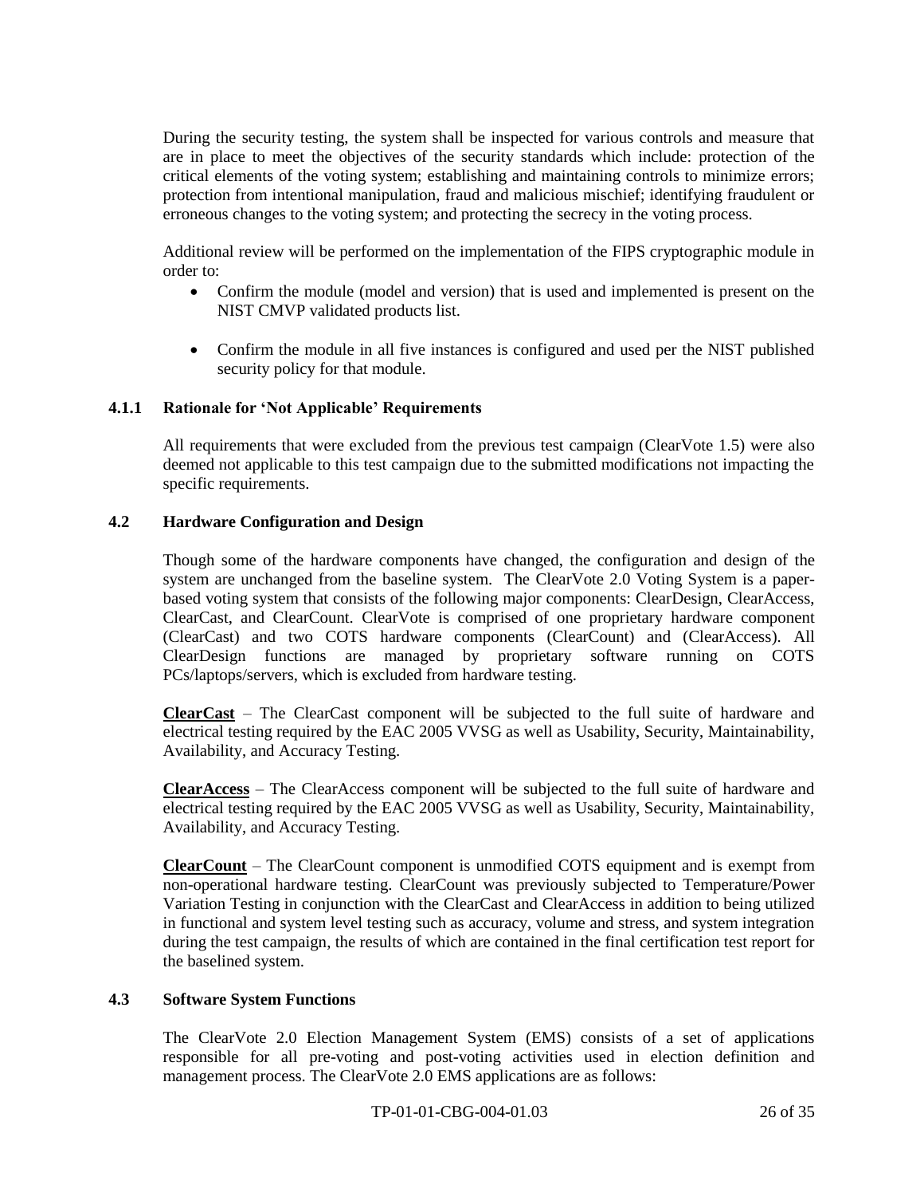During the security testing, the system shall be inspected for various controls and measure that are in place to meet the objectives of the security standards which include: protection of the critical elements of the voting system; establishing and maintaining controls to minimize errors; protection from intentional manipulation, fraud and malicious mischief; identifying fraudulent or erroneous changes to the voting system; and protecting the secrecy in the voting process.

Additional review will be performed on the implementation of the FIPS cryptographic module in order to:

- Confirm the module (model and version) that is used and implemented is present on the NIST CMVP validated products list.
- Confirm the module in all five instances is configured and used per the NIST published security policy for that module.

### 4.1.1 Rationale for 'Not Applicable' Requirements

All requirements that were excluded from the previous test campaign (ClearVote 1.5) were also deemed not applicable to this test campaign due to the submitted modifications not impacting the specific requirements.

## 4.2 Hardware Configuration and Design

Though some of the hardware components have changed, the configuration and design of the system are unchanged from the baseline system. The ClearVote 2.0 Voting System is a paper-based voting system that consists of the following major components: ClearDesign, ClearAccess, ClearCast, and ClearCount. ClearVote is comprised of one proprietary hardware component (ClearCast) and two COTS hardware components (ClearCount) and (ClearAccess). All ClearDesign functions are managed by proprietary software running on COTS PCs/laptops/servers, which is excluded from hardware testing.

**ClearCast** – The ClearCast component will be subjected to the full suite of hardware and electrical testing required by the EAC 2005 VVSG as well as Usability, Security, Maintainability, Availability, and Accuracy Testing.

**ClearAccess** – The ClearAccess component will be subjected to the full suite of hardware and electrical testing required by the EAC 2005 VVSG as well as Usability, Security, Maintainability, Availability, and Accuracy Testing.

**ClearCount** – The ClearCount component is unmodified COTS equipment and is exempt from non-operational hardware testing. ClearCount was previously subjected to Temperature/Power Variation Testing in conjunction with the ClearCast and ClearAccess in addition to being utilized in functional and system level testing such as accuracy, volume and stress, and system integration during the test campaign, the results of which are contained in the final certification test report for the baselined system.

## 4.3 Software System Functions

The ClearVote 2.0 Election Management System (EMS) consists of a set of applications responsible for all pre-voting and post-voting activities used in election definition and management process. The ClearVote 2.0 EMS applications are as follows: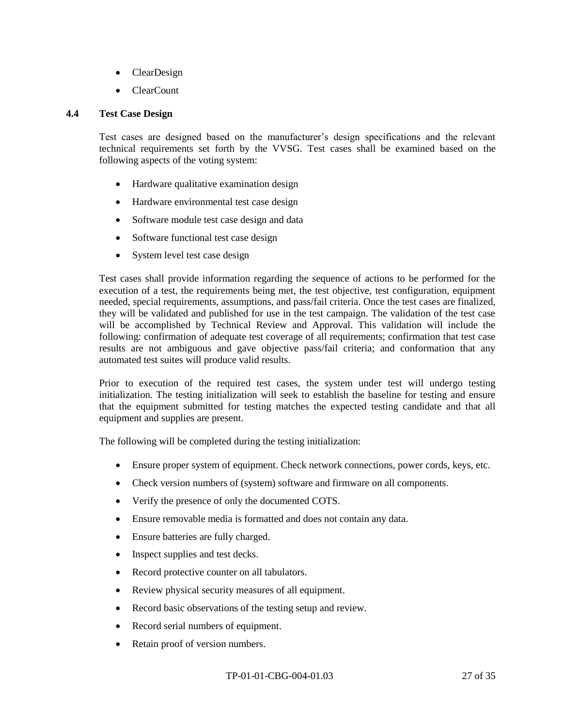- ClearDesign
- ClearCount

### 4.4 Test Case Design

Test cases are designed based on the manufacturer's design specifications and the relevant technical requirements set forth by the VVSG. Test cases shall be examined based on the following aspects of the voting system:

- Hardware qualitative examination design
- Hardware environmental test case design
- Software module test case design and data
- Software functional test case design
- System level test case design

Test cases shall provide information regarding the sequence of actions to be performed for the execution of a test, the requirements being met, the test objective, test configuration, equipment needed, special requirements, assumptions, and pass/fail criteria. Once the test cases are finalized, they will be validated and published for use in the test campaign. The validation of the test case will be accomplished by Technical Review and Approval. This validation will include the following: confirmation of adequate test coverage of all requirements; confirmation that test case results are not ambiguous and gave objective pass/fail criteria; and conformation that any automated test suites will produce valid results.

Prior to execution of the required test cases, the system under test will undergo testing initialization. The testing initialization will seek to establish the baseline for testing and ensure that the equipment submitted for testing matches the expected testing candidate and that all equipment and supplies are present.

The following will be completed during the testing initialization:

- Ensure proper system of equipment. Check network connections, power cords, keys, etc.
- Check version numbers of (system) software and firmware on all components.
- Verify the presence of only the documented COTS.
- Ensure removable media is formatted and does not contain any data.
- Ensure batteries are fully charged.
- Inspect supplies and test decks.
- Record protective counter on all tabulators.
- Review physical security measures of all equipment.
- Record basic observations of the testing setup and review.
- Record serial numbers of equipment.
- Retain proof of version numbers.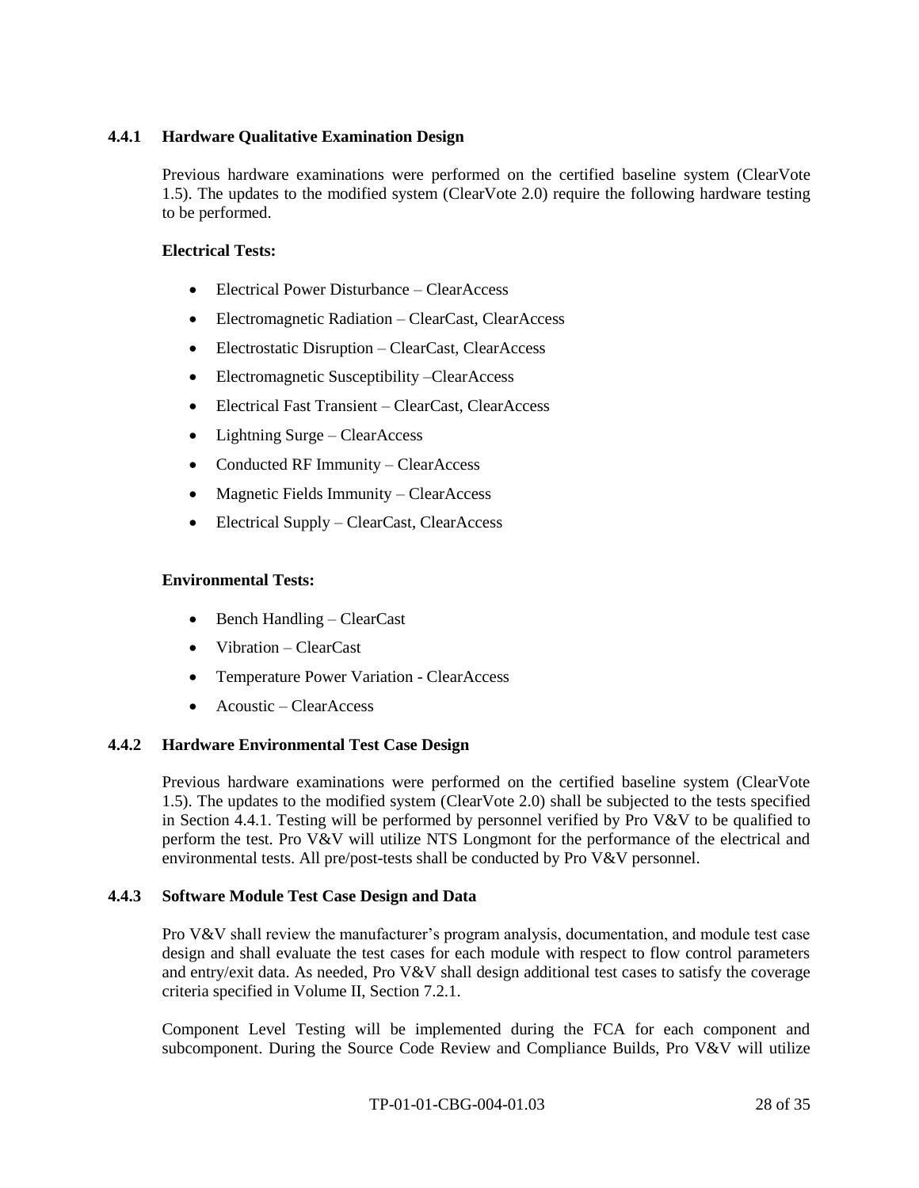### 4.4.1 Hardware Qualitative Examination Design

Previous hardware examinations were performed on the certified baseline system (ClearVote 1.5). The updates to the modified system (ClearVote 2.0) require the following hardware testing to be performed.

**Electrical Tests:**

- Electrical Power Disturbance – ClearAccess
- Electromagnetic Radiation – ClearCast, ClearAccess
- Electrostatic Disruption – ClearCast, ClearAccess
- Electromagnetic Susceptibility –ClearAccess
- Electrical Fast Transient – ClearCast, ClearAccess
- Lightning Surge – ClearAccess
- Conducted RF Immunity – ClearAccess
- Magnetic Fields Immunity – ClearAccess
- Electrical Supply – ClearCast, ClearAccess

**Environmental Tests:**

- Bench Handling – ClearCast
- Vibration – ClearCast
- Temperature Power Variation - ClearAccess
- Acoustic – ClearAccess

### 4.4.2 Hardware Environmental Test Case Design

Previous hardware examinations were performed on the certified baseline system (ClearVote 1.5). The updates to the modified system (ClearVote 2.0) shall be subjected to the tests specified in Section 4.4.1. Testing will be performed by personnel verified by Pro V&V to be qualified to perform the test. Pro V&V will utilize NTS Longmont for the performance of the electrical and environmental tests. All pre/post-tests shall be conducted by Pro V&V personnel.

### 4.4.3 Software Module Test Case Design and Data

Pro V&V shall review the manufacturer's program analysis, documentation, and module test case design and shall evaluate the test cases for each module with respect to flow control parameters and entry/exit data. As needed, Pro V&V shall design additional test cases to satisfy the coverage criteria specified in Volume II, Section 7.2.1.

Component Level Testing will be implemented during the FCA for each component and subcomponent. During the Source Code Review and Compliance Builds, Pro V&V will utilize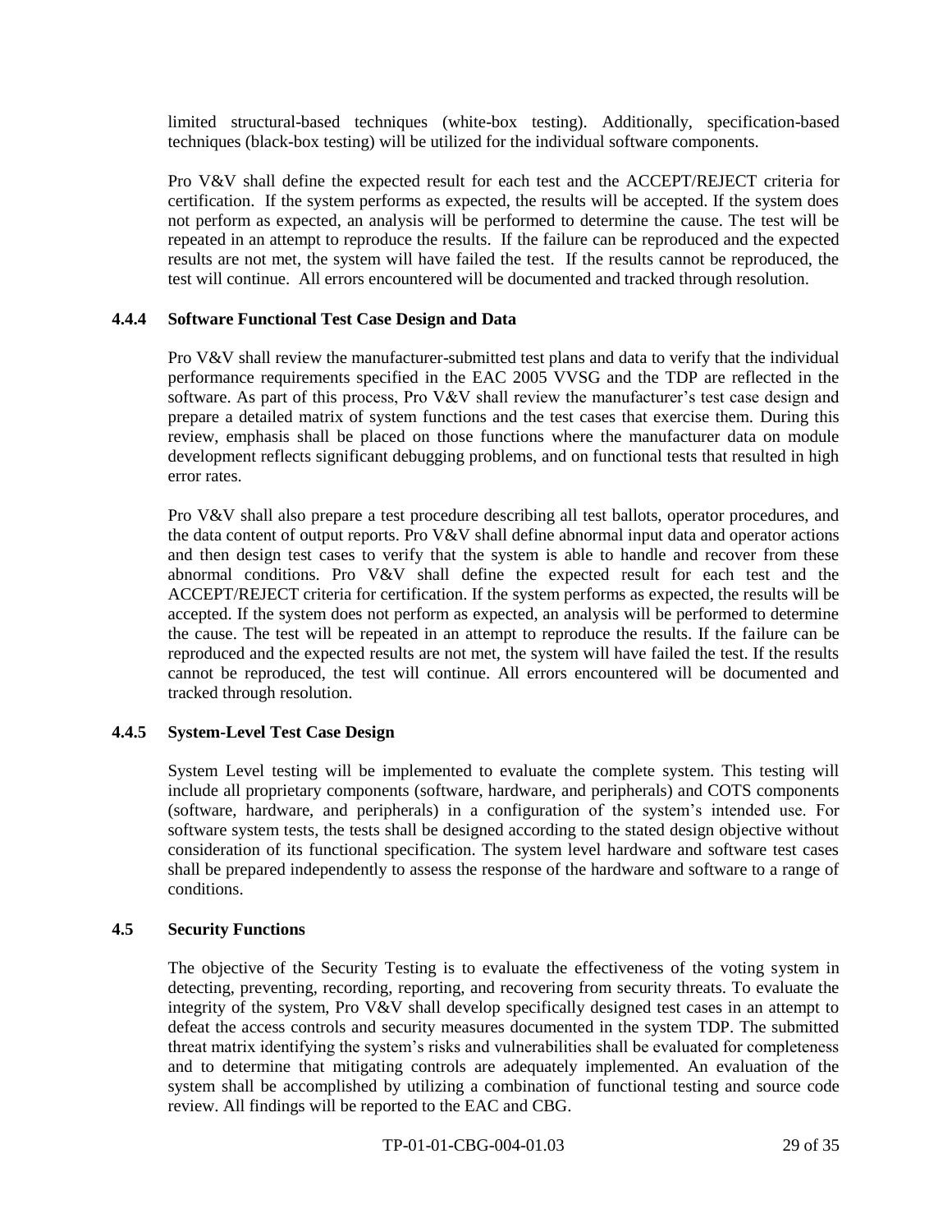limited structural-based techniques (white-box testing). Additionally, specification-based techniques (black-box testing) will be utilized for the individual software components.

Pro V&V shall define the expected result for each test and the ACCEPT/REJECT criteria for certification. If the system performs as expected, the results will be accepted. If the system does not perform as expected, an analysis will be performed to determine the cause. The test will be repeated in an attempt to reproduce the results. If the failure can be reproduced and the expected results are not met, the system will have failed the test. If the results cannot be reproduced, the test will continue. All errors encountered will be documented and tracked through resolution.

### 4.4.4 Software Functional Test Case Design and Data

Pro V&V shall review the manufacturer-submitted test plans and data to verify that the individual performance requirements specified in the EAC 2005 VVSG and the TDP are reflected in the software. As part of this process, Pro V&V shall review the manufacturer's test case design and prepare a detailed matrix of system functions and the test cases that exercise them. During this review, emphasis shall be placed on those functions where the manufacturer data on module development reflects significant debugging problems, and on functional tests that resulted in high error rates.

Pro V&V shall also prepare a test procedure describing all test ballots, operator procedures, and the data content of output reports. Pro V&V shall define abnormal input data and operator actions and then design test cases to verify that the system is able to handle and recover from these abnormal conditions. Pro V&V shall define the expected result for each test and the ACCEPT/REJECT criteria for certification. If the system performs as expected, the results will be accepted. If the system does not perform as expected, an analysis will be performed to determine the cause. The test will be repeated in an attempt to reproduce the results. If the failure can be reproduced and the expected results are not met, the system will have failed the test. If the results cannot be reproduced, the test will continue. All errors encountered will be documented and tracked through resolution.

### 4.4.5 System-Level Test Case Design

System Level testing will be implemented to evaluate the complete system. This testing will include all proprietary components (software, hardware, and peripherals) and COTS components (software, hardware, and peripherals) in a configuration of the system's intended use. For software system tests, the tests shall be designed according to the stated design objective without consideration of its functional specification. The system level hardware and software test cases shall be prepared independently to assess the response of the hardware and software to a range of conditions.

## 4.5 Security Functions

The objective of the Security Testing is to evaluate the effectiveness of the voting system in detecting, preventing, recording, reporting, and recovering from security threats. To evaluate the integrity of the system, Pro V&V shall develop specifically designed test cases in an attempt to defeat the access controls and security measures documented in the system TDP. The submitted threat matrix identifying the system's risks and vulnerabilities shall be evaluated for completeness and to determine that mitigating controls are adequately implemented. An evaluation of the system shall be accomplished by utilizing a combination of functional testing and source code review. All findings will be reported to the EAC and CBG.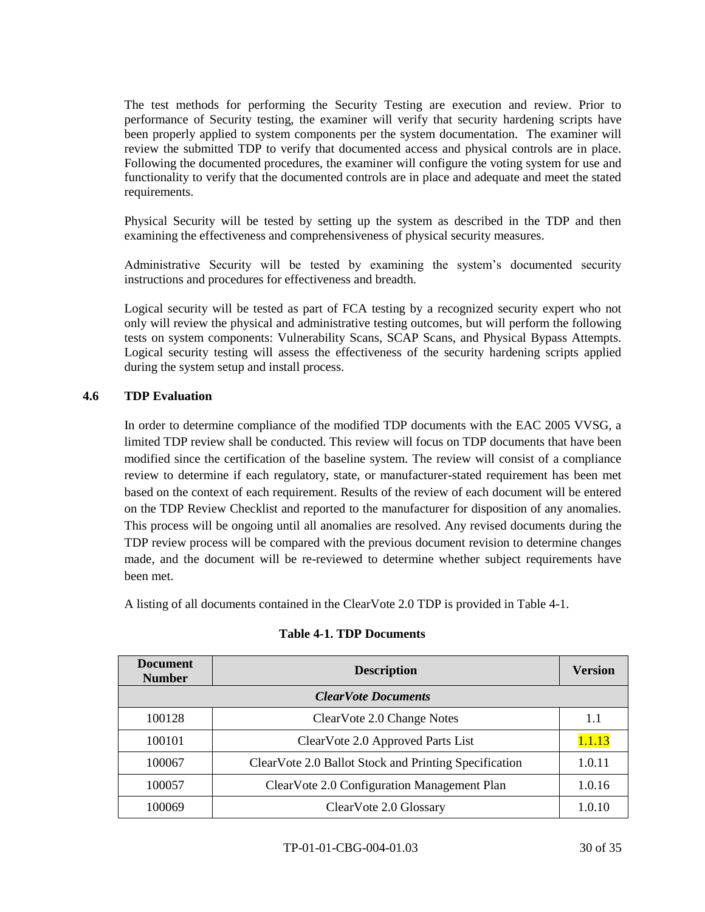The test methods for performing the Security Testing are execution and review. Prior to performance of Security testing, the examiner will verify that security hardening scripts have been properly applied to system components per the system documentation. The examiner will review the submitted TDP to verify that documented access and physical controls are in place. Following the documented procedures, the examiner will configure the voting system for use and functionality to verify that the documented controls are in place and adequate and meet the stated requirements.

Physical Security will be tested by setting up the system as described in the TDP and then examining the effectiveness and comprehensiveness of physical security measures.

Administrative Security will be tested by examining the system's documented security instructions and procedures for effectiveness and breadth.

Logical security will be tested as part of FCA testing by a recognized security expert who not only will review the physical and administrative testing outcomes, but will perform the following tests on system components: Vulnerability Scans, SCAP Scans, and Physical Bypass Attempts. Logical security testing will assess the effectiveness of the security hardening scripts applied during the system setup and install process.

## 4.6 TDP Evaluation

In order to determine compliance of the modified TDP documents with the EAC 2005 VVSG, a limited TDP review shall be conducted. This review will focus on TDP documents that have been modified since the certification of the baseline system. The review will consist of a compliance review to determine if each regulatory, state, or manufacturer-stated requirement has been met based on the context of each requirement. Results of the review of each document will be entered on the TDP Review Checklist and reported to the manufacturer for disposition of any anomalies. This process will be ongoing until all anomalies are resolved. Any revised documents during the TDP review process will be compared with the previous document revision to determine changes made, and the document will be re-reviewed to determine whether subject requirements have been met.

A listing of all documents contained in the ClearVote 2.0 TDP is provided in Table 4-1.

**Table 4-1. TDP Documents**

| Document Number | Description | Version |
|---|---|---|
| ***ClearVote Documents*** | | |
| 100128 | ClearVote 2.0 Change Notes | 1.1 |
| 100101 | ClearVote 2.0 Approved Parts List | 1.1.13 |
| 100067 | ClearVote 2.0 Ballot Stock and Printing Specification | 1.0.11 |
| 100057 | ClearVote 2.0 Configuration Management Plan | 1.0.16 |
| 100069 | ClearVote 2.0 Glossary | 1.0.10 |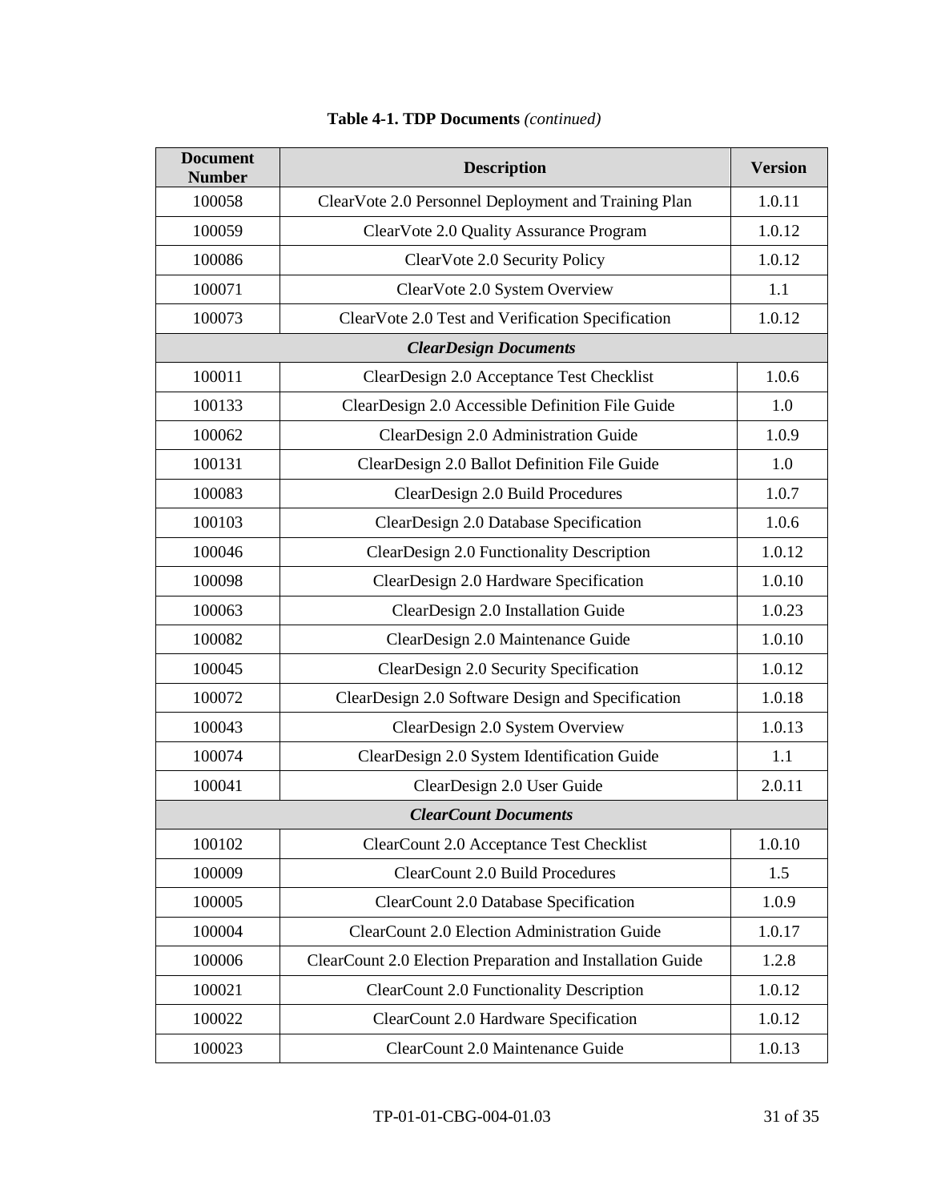**Table 4-1. TDP Documents** *(continued)*

| Document Number | Description | Version |
|---|---|---|
| 100058 | ClearVote 2.0 Personnel Deployment and Training Plan | 1.0.11 |
| 100059 | ClearVote 2.0 Quality Assurance Program | 1.0.12 |
| 100086 | ClearVote 2.0 Security Policy | 1.0.12 |
| 100071 | ClearVote 2.0 System Overview | 1.1 |
| 100073 | ClearVote 2.0 Test and Verification Specification | 1.0.12 |
| ***ClearDesign Documents*** | | |
| 100011 | ClearDesign 2.0 Acceptance Test Checklist | 1.0.6 |
| 100133 | ClearDesign 2.0 Accessible Definition File Guide | 1.0 |
| 100062 | ClearDesign 2.0 Administration Guide | 1.0.9 |
| 100131 | ClearDesign 2.0 Ballot Definition File Guide | 1.0 |
| 100083 | ClearDesign 2.0 Build Procedures | 1.0.7 |
| 100103 | ClearDesign 2.0 Database Specification | 1.0.6 |
| 100046 | ClearDesign 2.0 Functionality Description | 1.0.12 |
| 100098 | ClearDesign 2.0 Hardware Specification | 1.0.10 |
| 100063 | ClearDesign 2.0 Installation Guide | 1.0.23 |
| 100082 | ClearDesign 2.0 Maintenance Guide | 1.0.10 |
| 100045 | ClearDesign 2.0 Security Specification | 1.0.12 |
| 100072 | ClearDesign 2.0 Software Design and Specification | 1.0.18 |
| 100043 | ClearDesign 2.0 System Overview | 1.0.13 |
| 100074 | ClearDesign 2.0 System Identification Guide | 1.1 |
| 100041 | ClearDesign 2.0 User Guide | 2.0.11 |
| ***ClearCount Documents*** | | |
| 100102 | ClearCount 2.0 Acceptance Test Checklist | 1.0.10 |
| 100009 | ClearCount 2.0 Build Procedures | 1.5 |
| 100005 | ClearCount 2.0 Database Specification | 1.0.9 |
| 100004 | ClearCount 2.0 Election Administration Guide | 1.0.17 |
| 100006 | ClearCount 2.0 Election Preparation and Installation Guide | 1.2.8 |
| 100021 | ClearCount 2.0 Functionality Description | 1.0.12 |
| 100022 | ClearCount 2.0 Hardware Specification | 1.0.12 |
| 100023 | ClearCount 2.0 Maintenance Guide | 1.0.13 |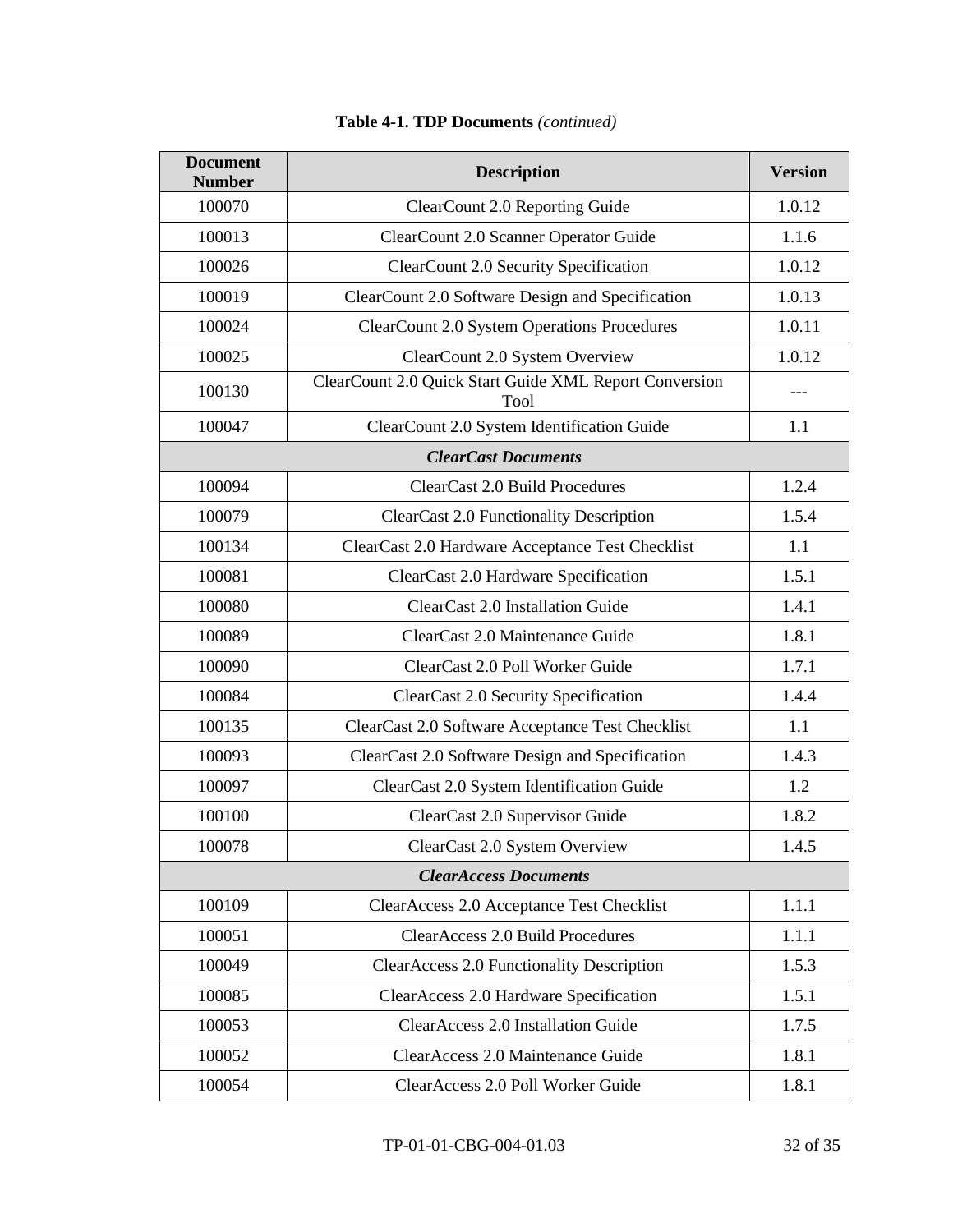**Table 4-1. TDP Documents** *(continued)*

| Document Number | Description | Version |
|---|---|---|
| 100070 | ClearCount 2.0 Reporting Guide | 1.0.12 |
| 100013 | ClearCount 2.0 Scanner Operator Guide | 1.1.6 |
| 100026 | ClearCount 2.0 Security Specification | 1.0.12 |
| 100019 | ClearCount 2.0 Software Design and Specification | 1.0.13 |
| 100024 | ClearCount 2.0 System Operations Procedures | 1.0.11 |
| 100025 | ClearCount 2.0 System Overview | 1.0.12 |
| 100130 | ClearCount 2.0 Quick Start Guide XML Report Conversion Tool | --- |
| 100047 | ClearCount 2.0 System Identification Guide | 1.1 |
| ***ClearCast Documents*** | | |
| 100094 | ClearCast 2.0 Build Procedures | 1.2.4 |
| 100079 | ClearCast 2.0 Functionality Description | 1.5.4 |
| 100134 | ClearCast 2.0 Hardware Acceptance Test Checklist | 1.1 |
| 100081 | ClearCast 2.0 Hardware Specification | 1.5.1 |
| 100080 | ClearCast 2.0 Installation Guide | 1.4.1 |
| 100089 | ClearCast 2.0 Maintenance Guide | 1.8.1 |
| 100090 | ClearCast 2.0 Poll Worker Guide | 1.7.1 |
| 100084 | ClearCast 2.0 Security Specification | 1.4.4 |
| 100135 | ClearCast 2.0 Software Acceptance Test Checklist | 1.1 |
| 100093 | ClearCast 2.0 Software Design and Specification | 1.4.3 |
| 100097 | ClearCast 2.0 System Identification Guide | 1.2 |
| 100100 | ClearCast 2.0 Supervisor Guide | 1.8.2 |
| 100078 | ClearCast 2.0 System Overview | 1.4.5 |
| ***ClearAccess Documents*** | | |
| 100109 | ClearAccess 2.0 Acceptance Test Checklist | 1.1.1 |
| 100051 | ClearAccess 2.0 Build Procedures | 1.1.1 |
| 100049 | ClearAccess 2.0 Functionality Description | 1.5.3 |
| 100085 | ClearAccess 2.0 Hardware Specification | 1.5.1 |
| 100053 | ClearAccess 2.0 Installation Guide | 1.7.5 |
| 100052 | ClearAccess 2.0 Maintenance Guide | 1.8.1 |
| 100054 | ClearAccess 2.0 Poll Worker Guide | 1.8.1 |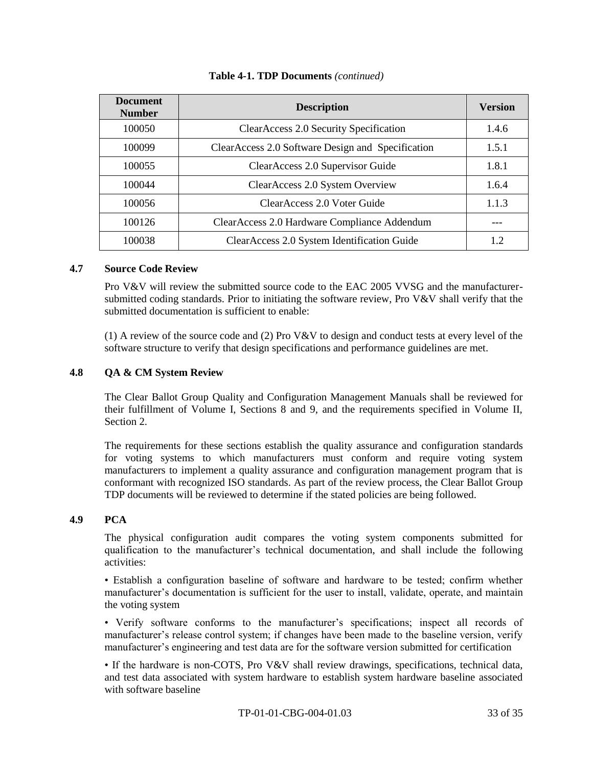**Table 4-1. TDP Documents** *(continued)*

| Document Number | Description | Version |
|---|---|---|
| 100050 | ClearAccess 2.0 Security Specification | 1.4.6 |
| 100099 | ClearAccess 2.0 Software Design and Specification | 1.5.1 |
| 100055 | ClearAccess 2.0 Supervisor Guide | 1.8.1 |
| 100044 | ClearAccess 2.0 System Overview | 1.6.4 |
| 100056 | ClearAccess 2.0 Voter Guide | 1.1.3 |
| 100126 | ClearAccess 2.0 Hardware Compliance Addendum | --- |
| 100038 | ClearAccess 2.0 System Identification Guide | 1.2 |

### 4.7 Source Code Review

Pro V&V will review the submitted source code to the EAC 2005 VVSG and the manufacturer-submitted coding standards. Prior to initiating the software review, Pro V&V shall verify that the submitted documentation is sufficient to enable:

(1) A review of the source code and (2) Pro V&V to design and conduct tests at every level of the software structure to verify that design specifications and performance guidelines are met.

### 4.8 QA & CM System Review

The Clear Ballot Group Quality and Configuration Management Manuals shall be reviewed for their fulfillment of Volume I, Sections 8 and 9, and the requirements specified in Volume II, Section 2.

The requirements for these sections establish the quality assurance and configuration standards for voting systems to which manufacturers must conform and require voting system manufacturers to implement a quality assurance and configuration management program that is conformant with recognized ISO standards. As part of the review process, the Clear Ballot Group TDP documents will be reviewed to determine if the stated policies are being followed.

### 4.9 PCA

The physical configuration audit compares the voting system components submitted for qualification to the manufacturer's technical documentation, and shall include the following activities:

• Establish a configuration baseline of software and hardware to be tested; confirm whether manufacturer's documentation is sufficient for the user to install, validate, operate, and maintain the voting system

• Verify software conforms to the manufacturer's specifications; inspect all records of manufacturer's release control system; if changes have been made to the baseline version, verify manufacturer's engineering and test data are for the software version submitted for certification

• If the hardware is non-COTS, Pro V&V shall review drawings, specifications, technical data, and test data associated with system hardware to establish system hardware baseline associated with software baseline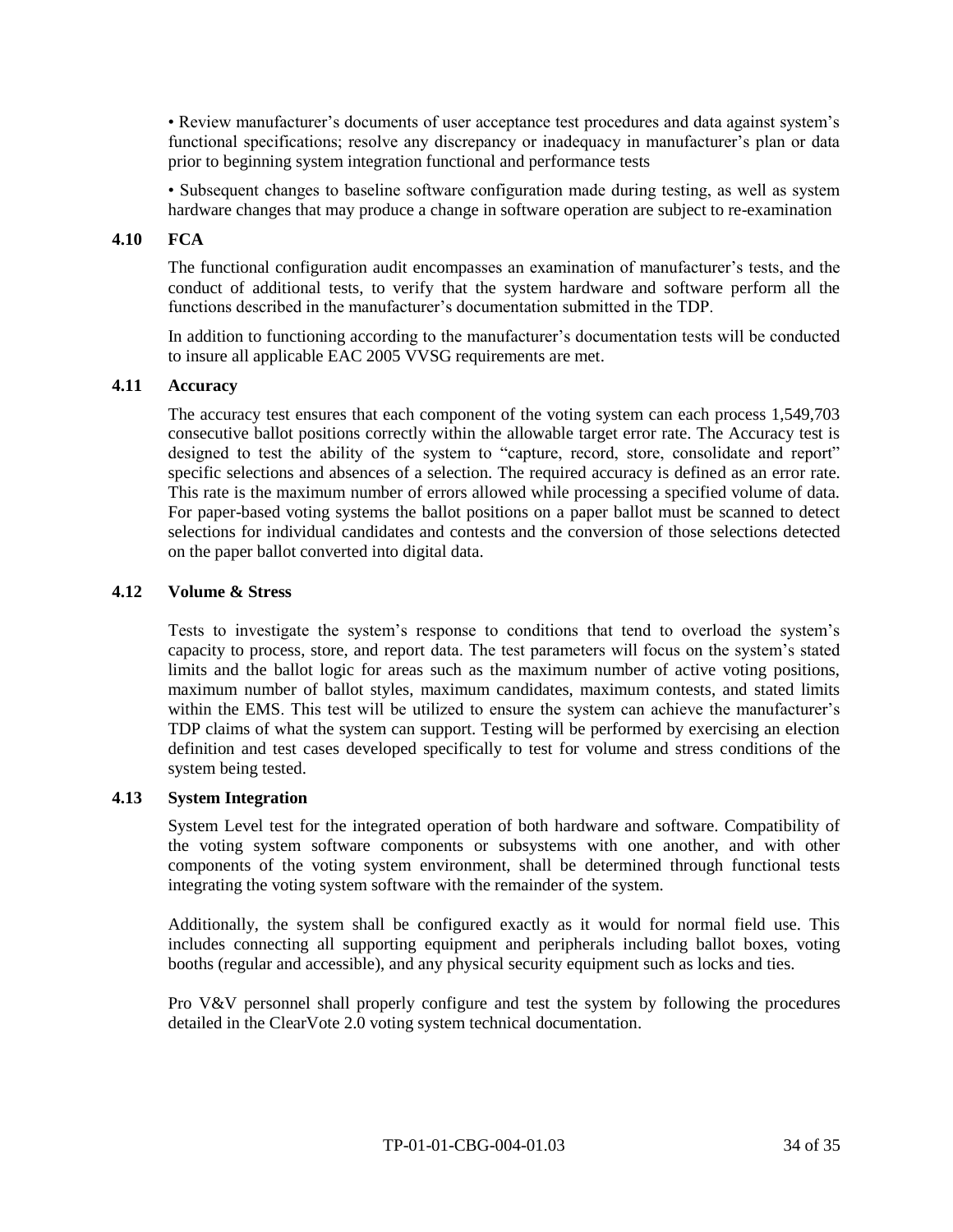• Review manufacturer's documents of user acceptance test procedures and data against system's functional specifications; resolve any discrepancy or inadequacy in manufacturer's plan or data prior to beginning system integration functional and performance tests

• Subsequent changes to baseline software configuration made during testing, as well as system hardware changes that may produce a change in software operation are subject to re-examination

### 4.10 FCA

The functional configuration audit encompasses an examination of manufacturer's tests, and the conduct of additional tests, to verify that the system hardware and software perform all the functions described in the manufacturer's documentation submitted in the TDP.

In addition to functioning according to the manufacturer's documentation tests will be conducted to insure all applicable EAC 2005 VVSG requirements are met.

### 4.11 Accuracy

The accuracy test ensures that each component of the voting system can each process 1,549,703 consecutive ballot positions correctly within the allowable target error rate. The Accuracy test is designed to test the ability of the system to "capture, record, store, consolidate and report" specific selections and absences of a selection. The required accuracy is defined as an error rate. This rate is the maximum number of errors allowed while processing a specified volume of data. For paper-based voting systems the ballot positions on a paper ballot must be scanned to detect selections for individual candidates and contests and the conversion of those selections detected on the paper ballot converted into digital data.

### 4.12 Volume & Stress

Tests to investigate the system's response to conditions that tend to overload the system's capacity to process, store, and report data. The test parameters will focus on the system's stated limits and the ballot logic for areas such as the maximum number of active voting positions, maximum number of ballot styles, maximum candidates, maximum contests, and stated limits within the EMS. This test will be utilized to ensure the system can achieve the manufacturer's TDP claims of what the system can support. Testing will be performed by exercising an election definition and test cases developed specifically to test for volume and stress conditions of the system being tested.

### 4.13 System Integration

System Level test for the integrated operation of both hardware and software. Compatibility of the voting system software components or subsystems with one another, and with other components of the voting system environment, shall be determined through functional tests integrating the voting system software with the remainder of the system.

Additionally, the system shall be configured exactly as it would for normal field use. This includes connecting all supporting equipment and peripherals including ballot boxes, voting booths (regular and accessible), and any physical security equipment such as locks and ties.

Pro V&V personnel shall properly configure and test the system by following the procedures detailed in the ClearVote 2.0 voting system technical documentation.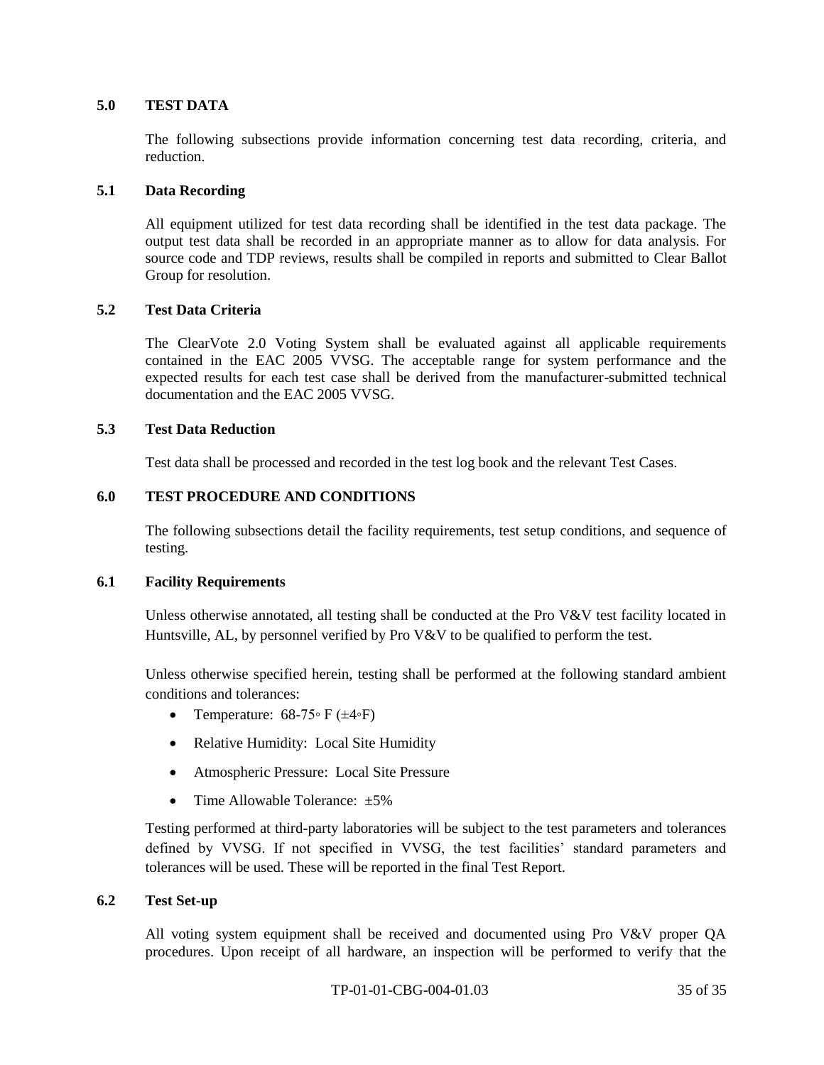## 5.0 TEST DATA

The following subsections provide information concerning test data recording, criteria, and reduction.

### 5.1 Data Recording

All equipment utilized for test data recording shall be identified in the test data package. The output test data shall be recorded in an appropriate manner as to allow for data analysis. For source code and TDP reviews, results shall be compiled in reports and submitted to Clear Ballot Group for resolution.

### 5.2 Test Data Criteria

The ClearVote 2.0 Voting System shall be evaluated against all applicable requirements contained in the EAC 2005 VVSG. The acceptable range for system performance and the expected results for each test case shall be derived from the manufacturer-submitted technical documentation and the EAC 2005 VVSG.

### 5.3 Test Data Reduction

Test data shall be processed and recorded in the test log book and the relevant Test Cases.

## 6.0 TEST PROCEDURE AND CONDITIONS

The following subsections detail the facility requirements, test setup conditions, and sequence of testing.

### 6.1 Facility Requirements

Unless otherwise annotated, all testing shall be conducted at the Pro V&V test facility located in Huntsville, AL, by personnel verified by Pro V&V to be qualified to perform the test.

Unless otherwise specified herein, testing shall be performed at the following standard ambient conditions and tolerances:

- Temperature: 68-75◦ F (±4◦F)
- Relative Humidity: Local Site Humidity
- Atmospheric Pressure: Local Site Pressure
- Time Allowable Tolerance: ±5%

Testing performed at third-party laboratories will be subject to the test parameters and tolerances defined by VVSG. If not specified in VVSG, the test facilities' standard parameters and tolerances will be used. These will be reported in the final Test Report.

### 6.2 Test Set-up

All voting system equipment shall be received and documented using Pro V&V proper QA procedures. Upon receipt of all hardware, an inspection will be performed to verify that the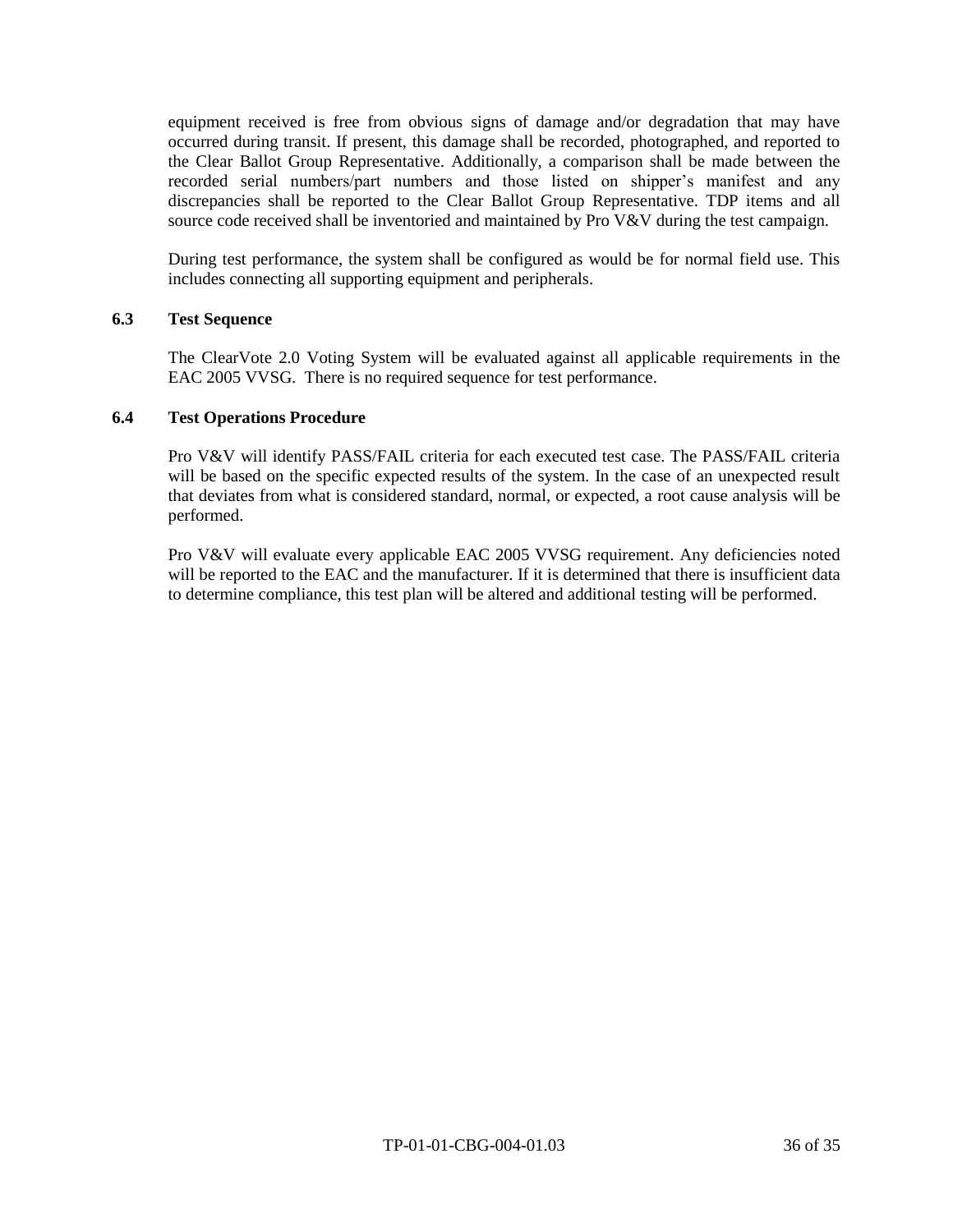equipment received is free from obvious signs of damage and/or degradation that may have occurred during transit. If present, this damage shall be recorded, photographed, and reported to the Clear Ballot Group Representative. Additionally, a comparison shall be made between the recorded serial numbers/part numbers and those listed on shipper's manifest and any discrepancies shall be reported to the Clear Ballot Group Representative. TDP items and all source code received shall be inventoried and maintained by Pro V&V during the test campaign.

During test performance, the system shall be configured as would be for normal field use. This includes connecting all supporting equipment and peripherals.

### 6.3 Test Sequence

The ClearVote 2.0 Voting System will be evaluated against all applicable requirements in the EAC 2005 VVSG. There is no required sequence for test performance.

### 6.4 Test Operations Procedure

Pro V&V will identify PASS/FAIL criteria for each executed test case. The PASS/FAIL criteria will be based on the specific expected results of the system. In the case of an unexpected result that deviates from what is considered standard, normal, or expected, a root cause analysis will be performed.

Pro V&V will evaluate every applicable EAC 2005 VVSG requirement. Any deficiencies noted will be reported to the EAC and the manufacturer. If it is determined that there is insufficient data to determine compliance, this test plan will be altered and additional testing will be performed.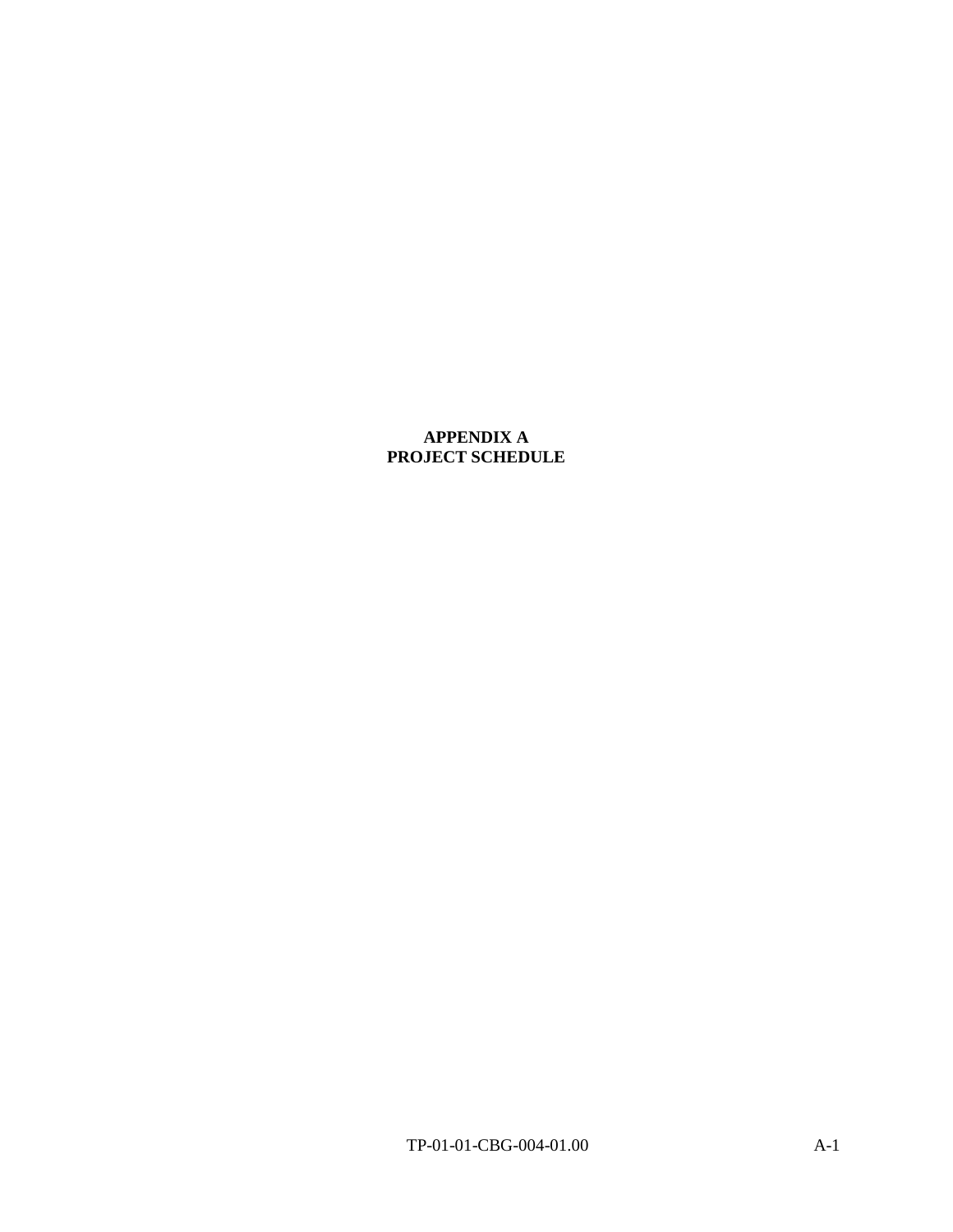# APPENDIX A
# PROJECT SCHEDULE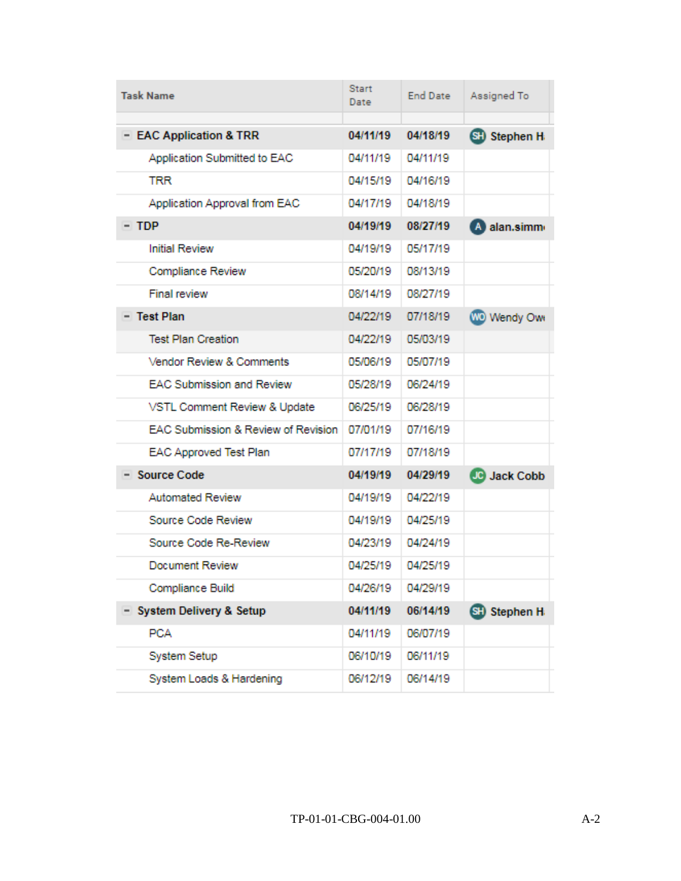| Task Name | Start Date | End Date | Assigned To |
|---|---|---|---|
| **EAC Application & TRR** | **04/11/19** | **04/18/19** | SH **Stephen H** |
| Application Submitted to EAC | 04/11/19 | 04/11/19 | |
| TRR | 04/15/19 | 04/16/19 | |
| Application Approval from EAC | 04/17/19 | 04/18/19 | |
| **TDP** | **04/19/19** | **08/27/19** | A **alan.simm** |
| Initial Review | 04/19/19 | 05/17/19 | |
| Compliance Review | 05/20/19 | 08/13/19 | |
| Final review | 08/14/19 | 08/27/19 | |
| **Test Plan** | 04/22/19 | 07/18/19 | WO Wendy Ow |
| Test Plan Creation | 04/22/19 | 05/03/19 | |
| Vendor Review & Comments | 05/06/19 | 05/07/19 | |
| EAC Submission and Review | 05/28/19 | 06/24/19 | |
| VSTL Comment Review & Update | 06/25/19 | 06/28/19 | |
| EAC Submission & Review of Revision | 07/01/19 | 07/16/19 | |
| EAC Approved Test Plan | 07/17/19 | 07/18/19 | |
| **Source Code** | **04/19/19** | **04/29/19** | JC **Jack Cobb** |
| Automated Review | 04/19/19 | 04/22/19 | |
| Source Code Review | 04/19/19 | 04/25/19 | |
| Source Code Re-Review | 04/23/19 | 04/24/19 | |
| Document Review | 04/25/19 | 04/25/19 | |
| Compliance Build | 04/26/19 | 04/29/19 | |
| **System Delivery & Setup** | **04/11/19** | **06/14/19** | SH **Stephen H** |
| PCA | 04/11/19 | 06/07/19 | |
| System Setup | 06/10/19 | 06/11/19 | |
| System Loads & Hardening | 06/12/19 | 06/14/19 | |

TP-01-01-CBG-004-01.00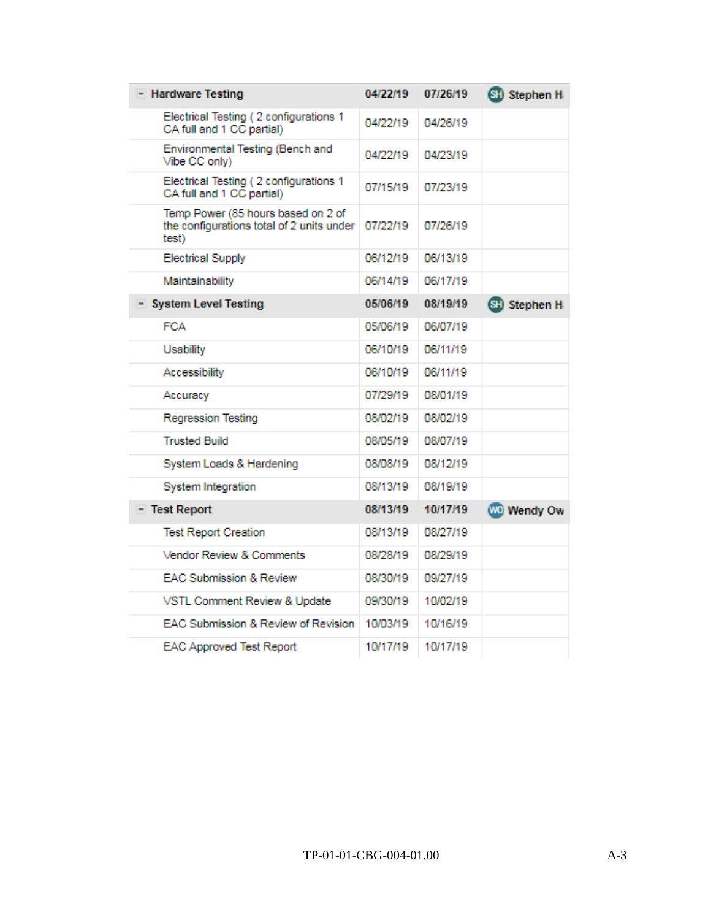| Task | Start | End | Assigned |
|---|---|---|---|
| **Hardware Testing** | **04/22/19** | **07/26/19** | **SH Stephen H** |
| Electrical Testing ( 2 configurations 1 CA full and 1 CC partial) | 04/22/19 | 04/26/19 | |
| Environmental Testing (Bench and Vibe CC only) | 04/22/19 | 04/23/19 | |
| Electrical Testing ( 2 configurations 1 CA full and 1 CC partial) | 07/15/19 | 07/23/19 | |
| Temp Power (85 hours based on 2 of the configurations total of 2 units under test) | 07/22/19 | 07/26/19 | |
| Electrical Supply | 06/12/19 | 06/13/19 | |
| Maintainability | 06/14/19 | 06/17/19 | |
| **System Level Testing** | **05/06/19** | **08/19/19** | **SH Stephen H** |
| FCA | 05/06/19 | 06/07/19 | |
| Usability | 06/10/19 | 06/11/19 | |
| Accessibility | 06/10/19 | 06/11/19 | |
| Accuracy | 07/29/19 | 08/01/19 | |
| Regression Testing | 08/02/19 | 08/02/19 | |
| Trusted Build | 08/05/19 | 08/07/19 | |
| System Loads & Hardening | 08/08/19 | 08/12/19 | |
| System Integration | 08/13/19 | 08/19/19 | |
| **Test Report** | **08/13/19** | **10/17/19** | **WO Wendy Ow** |
| Test Report Creation | 08/13/19 | 08/27/19 | |
| Vendor Review & Comments | 08/28/19 | 08/29/19 | |
| EAC Submission & Review | 08/30/19 | 09/27/19 | |
| VSTL Comment Review & Update | 09/30/19 | 10/02/19 | |
| EAC Submission & Review of Revision | 10/03/19 | 10/16/19 | |
| EAC Approved Test Report | 10/17/19 | 10/17/19 | |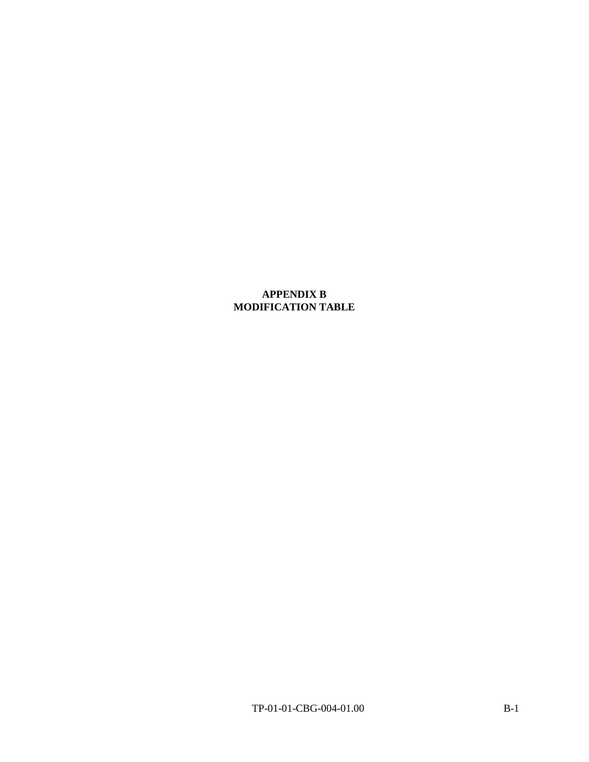# APPENDIX B
# MODIFICATION TABLE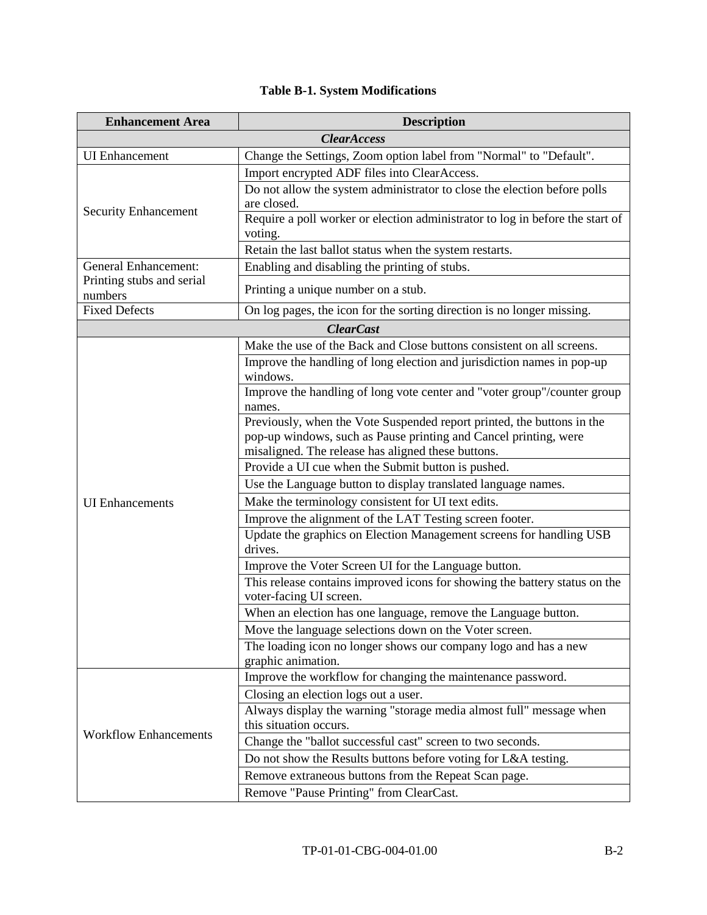**Table B-1. System Modifications**

| Enhancement Area | Description |
|---|---|
| ***ClearAccess*** | |
| UI Enhancement | Change the Settings, Zoom option label from "Normal" to "Default". |
| Security Enhancement | Import encrypted ADF files into ClearAccess. |
| | Do not allow the system administrator to close the election before polls are closed. |
| | Require a poll worker or election administrator to log in before the start of voting. |
| | Retain the last ballot status when the system restarts. |
| General Enhancement: Printing stubs and serial numbers | Enabling and disabling the printing of stubs. |
| | Printing a unique number on a stub. |
| Fixed Defects | On log pages, the icon for the sorting direction is no longer missing. |
| ***ClearCast*** | |
| UI Enhancements | Make the use of the Back and Close buttons consistent on all screens. |
| | Improve the handling of long election and jurisdiction names in pop-up windows. |
| | Improve the handling of long vote center and "voter group"/counter group names. |
| | Previously, when the Vote Suspended report printed, the buttons in the pop-up windows, such as Pause printing and Cancel printing, were misaligned. The release has aligned these buttons. |
| | Provide a UI cue when the Submit button is pushed. |
| | Use the Language button to display translated language names. |
| | Make the terminology consistent for UI text edits. |
| | Improve the alignment of the LAT Testing screen footer. |
| | Update the graphics on Election Management screens for handling USB drives. |
| | Improve the Voter Screen UI for the Language button. |
| | This release contains improved icons for showing the battery status on the voter-facing UI screen. |
| | When an election has one language, remove the Language button. |
| | Move the language selections down on the Voter screen. |
| | The loading icon no longer shows our company logo and has a new graphic animation. |
| Workflow Enhancements | Improve the workflow for changing the maintenance password. |
| | Closing an election logs out a user. |
| | Always display the warning "storage media almost full" message when this situation occurs. |
| | Change the "ballot successful cast" screen to two seconds. |
| | Do not show the Results buttons before voting for L&A testing. |
| | Remove extraneous buttons from the Repeat Scan page. |
| | Remove "Pause Printing" from ClearCast. |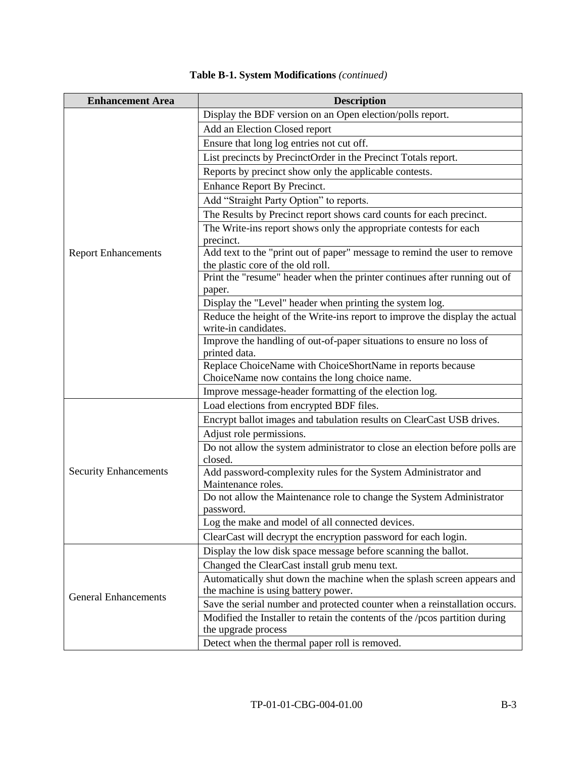**Table B-1. System Modifications** *(continued)*

| Enhancement Area | Description |
|---|---|
| Report Enhancements | Display the BDF version on an Open election/polls report. |
| | Add an Election Closed report |
| | Ensure that long log entries not cut off. |
| | List precincts by PrecinctOrder in the Precinct Totals report. |
| | Reports by precinct show only the applicable contests. |
| | Enhance Report By Precinct. |
| | Add “Straight Party Option” to reports. |
| | The Results by Precinct report shows card counts for each precinct. |
| | The Write-ins report shows only the appropriate contests for each precinct. |
| | Add text to the "print out of paper" message to remind the user to remove the plastic core of the old roll. |
| | Print the "resume" header when the printer continues after running out of paper. |
| | Display the "Level" header when printing the system log. |
| | Reduce the height of the Write-ins report to improve the display the actual write-in candidates. |
| | Improve the handling of out-of-paper situations to ensure no loss of printed data. |
| | Replace ChoiceName with ChoiceShortName in reports because ChoiceName now contains the long choice name. |
| | Improve message-header formatting of the election log. |
| Security Enhancements | Load elections from encrypted BDF files. |
| | Encrypt ballot images and tabulation results on ClearCast USB drives. |
| | Adjust role permissions. |
| | Do not allow the system administrator to close an election before polls are closed. |
| | Add password-complexity rules for the System Administrator and Maintenance roles. |
| | Do not allow the Maintenance role to change the System Administrator password. |
| | Log the make and model of all connected devices. |
| | ClearCast will decrypt the encryption password for each login. |
| General Enhancements | Display the low disk space message before scanning the ballot. |
| | Changed the ClearCast install grub menu text. |
| | Automatically shut down the machine when the splash screen appears and the machine is using battery power. |
| | Save the serial number and protected counter when a reinstallation occurs. |
| | Modified the Installer to retain the contents of the /pcos partition during the upgrade process |
| | Detect when the thermal paper roll is removed. |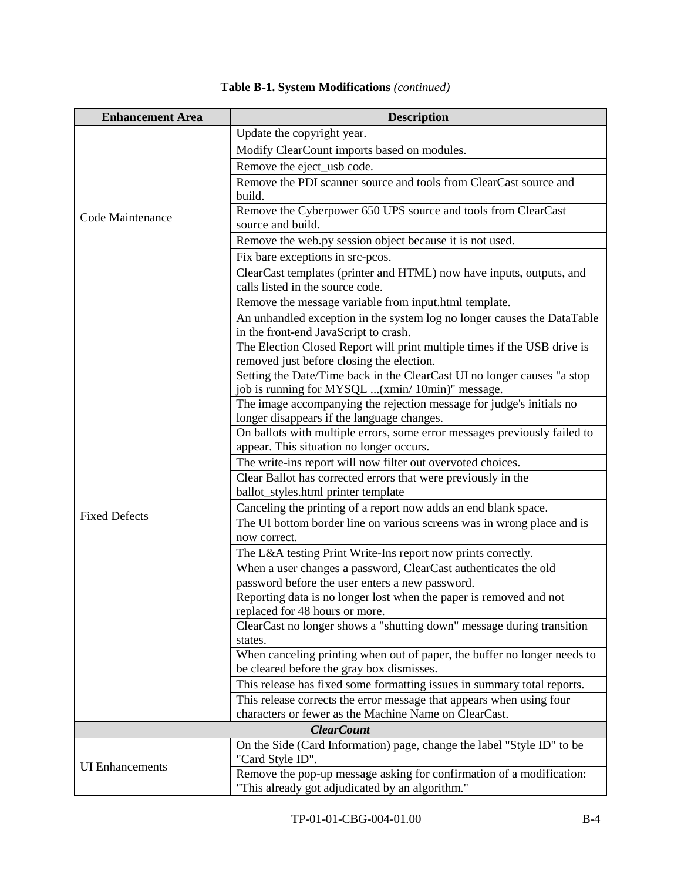**Table B-1. System Modifications** *(continued)*

| Enhancement Area | Description |
|---|---|
| Code Maintenance | Update the copyright year. |
| | Modify ClearCount imports based on modules. |
| | Remove the eject_usb code. |
| | Remove the PDI scanner source and tools from ClearCast source and build. |
| | Remove the Cyberpower 650 UPS source and tools from ClearCast source and build. |
| | Remove the web.py session object because it is not used. |
| | Fix bare exceptions in src-pcos. |
| | ClearCast templates (printer and HTML) now have inputs, outputs, and calls listed in the source code. |
| | Remove the message variable from input.html template. |
| Fixed Defects | An unhandled exception in the system log no longer causes the DataTable in the front-end JavaScript to crash. |
| | The Election Closed Report will print multiple times if the USB drive is removed just before closing the election. |
| | Setting the Date/Time back in the ClearCast UI no longer causes "a stop job is running for MYSQL ...(xmin/ 10min)" message. |
| | The image accompanying the rejection message for judge's initials no longer disappears if the language changes. |
| | On ballots with multiple errors, some error messages previously failed to appear. This situation no longer occurs. |
| | The write-ins report will now filter out overvoted choices. |
| | Clear Ballot has corrected errors that were previously in the ballot_styles.html printer template |
| | Canceling the printing of a report now adds an end blank space. |
| | The UI bottom border line on various screens was in wrong place and is now correct. |
| | The L&A testing Print Write-Ins report now prints correctly. |
| | When a user changes a password, ClearCast authenticates the old password before the user enters a new password. |
| | Reporting data is no longer lost when the paper is removed and not replaced for 48 hours or more. |
| | ClearCast no longer shows a "shutting down" message during transition states. |
| | When canceling printing when out of paper, the buffer no longer needs to be cleared before the gray box dismisses. |
| | This release has fixed some formatting issues in summary total reports. |
| | This release corrects the error message that appears when using four characters or fewer as the Machine Name on ClearCast. |
| ***ClearCount*** | |
| UI Enhancements | On the Side (Card Information) page, change the label "Style ID" to be "Card Style ID". |
| | Remove the pop-up message asking for confirmation of a modification: "This already got adjudicated by an algorithm." |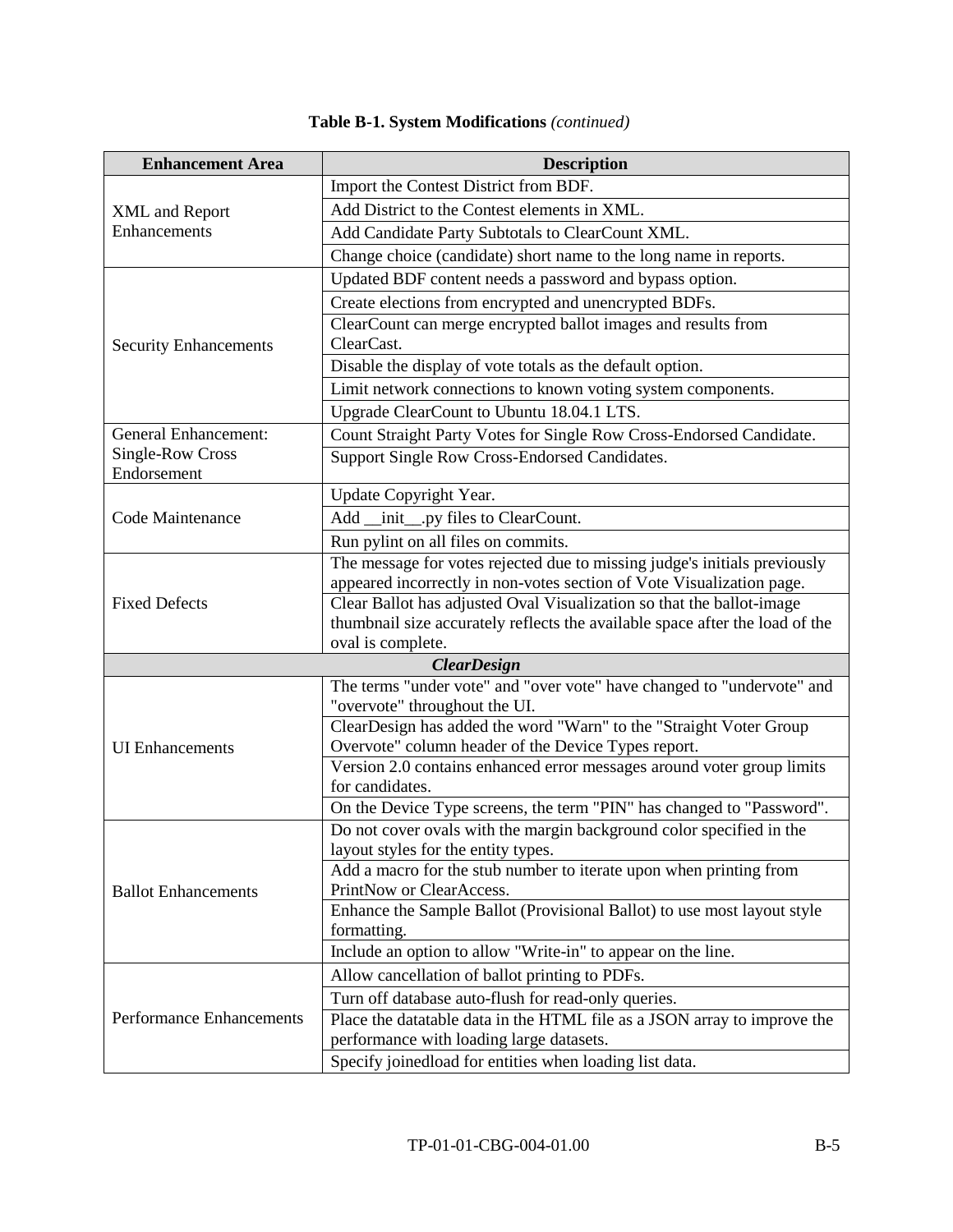**Table B-1. System Modifications** *(continued)*

| Enhancement Area | Description |
|---|---|
| XML and Report Enhancements | Import the Contest District from BDF. |
| | Add District to the Contest elements in XML. |
| | Add Candidate Party Subtotals to ClearCount XML. |
| | Change choice (candidate) short name to the long name in reports. |
| Security Enhancements | Updated BDF content needs a password and bypass option. |
| | Create elections from encrypted and unencrypted BDFs. |
| | ClearCount can merge encrypted ballot images and results from ClearCast. |
| | Disable the display of vote totals as the default option. |
| | Limit network connections to known voting system components. |
| | Upgrade ClearCount to Ubuntu 18.04.1 LTS. |
| General Enhancement: Single-Row Cross Endorsement | Count Straight Party Votes for Single Row Cross-Endorsed Candidate. |
| | Support Single Row Cross-Endorsed Candidates. |
| Code Maintenance | Update Copyright Year. |
| | Add __init__.py files to ClearCount. |
| | Run pylint on all files on commits. |
| Fixed Defects | The message for votes rejected due to missing judge's initials previously appeared incorrectly in non-votes section of Vote Visualization page. |
| | Clear Ballot has adjusted Oval Visualization so that the ballot-image thumbnail size accurately reflects the available space after the load of the oval is complete. |
| ***ClearDesign*** | |
| UI Enhancements | The terms "under vote" and "over vote" have changed to "undervote" and "overvote" throughout the UI. |
| | ClearDesign has added the word "Warn" to the "Straight Voter Group Overvote" column header of the Device Types report. |
| | Version 2.0 contains enhanced error messages around voter group limits for candidates. |
| | On the Device Type screens, the term "PIN" has changed to "Password". |
| Ballot Enhancements | Do not cover ovals with the margin background color specified in the layout styles for the entity types. |
| | Add a macro for the stub number to iterate upon when printing from PrintNow or ClearAccess. |
| | Enhance the Sample Ballot (Provisional Ballot) to use most layout style formatting. |
| | Include an option to allow "Write-in" to appear on the line. |
| Performance Enhancements | Allow cancellation of ballot printing to PDFs. |
| | Turn off database auto-flush for read-only queries. |
| | Place the datatable data in the HTML file as a JSON array to improve the performance with loading large datasets. |
| | Specify joinedload for entities when loading list data. |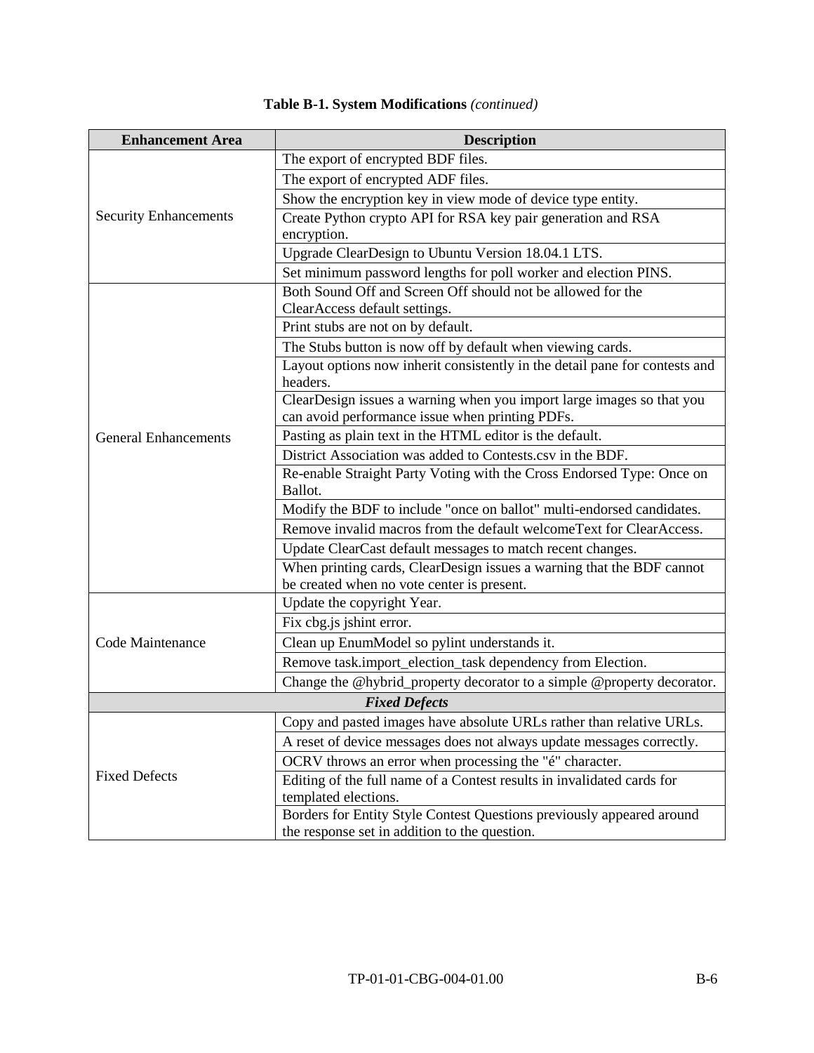**Table B-1. System Modifications** *(continued)*

| Enhancement Area | Description |
| --- | --- |
| Security Enhancements | The export of encrypted BDF files. |
| | The export of encrypted ADF files. |
| | Show the encryption key in view mode of device type entity. |
| | Create Python crypto API for RSA key pair generation and RSA encryption. |
| | Upgrade ClearDesign to Ubuntu Version 18.04.1 LTS. |
| | Set minimum password lengths for poll worker and election PINS. |
| General Enhancements | Both Sound Off and Screen Off should not be allowed for the ClearAccess default settings. |
| | Print stubs are not on by default. |
| | The Stubs button is now off by default when viewing cards. |
| | Layout options now inherit consistently in the detail pane for contests and headers. |
| | ClearDesign issues a warning when you import large images so that you can avoid performance issue when printing PDFs. |
| | Pasting as plain text in the HTML editor is the default. |
| | District Association was added to Contests.csv in the BDF. |
| | Re-enable Straight Party Voting with the Cross Endorsed Type: Once on Ballot. |
| | Modify the BDF to include "once on ballot" multi-endorsed candidates. |
| | Remove invalid macros from the default welcomeText for ClearAccess. |
| | Update ClearCast default messages to match recent changes. |
| | When printing cards, ClearDesign issues a warning that the BDF cannot be created when no vote center is present. |
| Code Maintenance | Update the copyright Year. |
| | Fix cbg.js jshint error. |
| | Clean up EnumModel so pylint understands it. |
| | Remove task.import_election_task dependency from Election. |
| | Change the @hybrid_property decorator to a simple @property decorator. |
| ***Fixed Defects*** | |
| Fixed Defects | Copy and pasted images have absolute URLs rather than relative URLs. |
| | A reset of device messages does not always update messages correctly. |
| | OCRV throws an error when processing the "é" character. |
| | Editing of the full name of a Contest results in invalidated cards for templated elections. |
| | Borders for Entity Style Contest Questions previously appeared around the response set in addition to the question. |